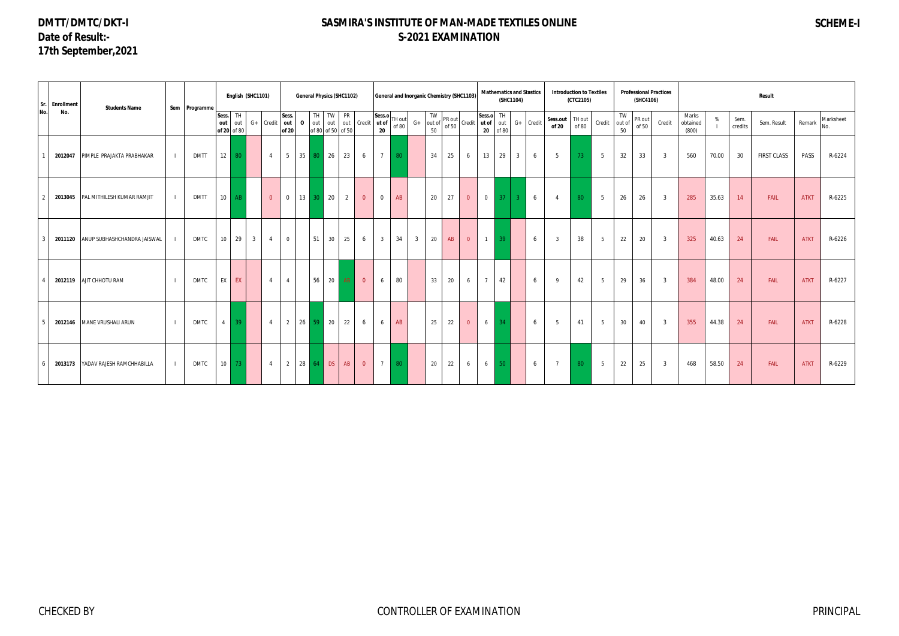**DMTT/DMTC/DKT-I**
**Date of Result:-**
**17th September,2021**

# SASMIRA'S INSTITUTE OF MAN-MADE TEXTILES ONLINE
## S-2021 EXAMINATION

**SCHEME-I**

| Sr. No. | Enrollment No. | Students Name | Sem | Programme | English (SHC1101) | | | | General Physics (SHC1102) | | | | | | | General and Inorganic Chemistry (SHC1103) | | | | | | Mathematics and Stastics (SHC1104) | | | | Introduction to Textiles (CTC2105) | | | Professional Practices (SHC4106) | | | Result | | | | | |
|---|---|---|---|---|---|---|---|---|---|---|---|---|---|---|---|---|---|---|---|---|---|---|---|---|---|---|---|---|---|---|---|---|---|---|---|---|
| | | | | | Sess. out of 20 | TH out of 80 | G+ | Credit | Sess. out of 20 | O | TH out of 80 | TW out of 50 | PR out of 50 | Credit | Sess.out of 20 | TH out of 80 | G+ | TW out of 50 | PR out of 50 | Credit | Sess.out of 20 | TH out of 80 | G+ | Credit | Sess.out of 20 | TH out of 80 | Credit | TW out of 50 | PR out of 50 | Credit | Marks obtained (800) | % I | Sem. credits | Sem. Result | Remark | Marksheet No. |
| 1 | 2012047 | PIMPLE PRAJAKTA PRABHAKAR | I | DMTT | 12 | 80 | | 4 | 5 | 35 | 80 | 26 | 23 | 6 | 7 | 80 | | 34 | 25 | 6 | 13 | 29 | 3 | 6 | 5 | 73 | 5 | 32 | 33 | 3 | 560 | 70.00 | 30 | FIRST CLASS | PASS | R-6224 |
| 2 | 2013045 | PAL MITHILESH KUMAR RAMJIT | I | DMTT | 10 | AB | | 0 | 0 | 13 | 30 | 20 | 2 | 0 | 0 | AB | | 20 | 27 | 0 | 0 | 37 | 3 | 6 | 4 | 80 | 5 | 26 | 26 | 3 | 285 | 35.63 | 14 | FAIL | ATKT | R-6225 |
| 3 | 2011120 | ANUP SUBHASHCHANDRA JAISWAL | I | DMTC | 10 | 29 | 3 | 4 | 0 | | 51 | 30 | 25 | 6 | 3 | 34 | 3 | 20 | AB | 0 | 1 | 39 | | 6 | 3 | 38 | 5 | 22 | 20 | 3 | 325 | 40.63 | 24 | FAIL | ATKT | R-6226 |
| 4 | 2012119 | AJIT CHHOTU RAM | I | DMTC | EX | EX | | 4 | 4 | | 56 | 20 | AB | 0 | 6 | 80 | | 33 | 20 | 6 | 7 | 42 | | 6 | 9 | 42 | 5 | 29 | 36 | 3 | 384 | 48.00 | 24 | FAIL | ATKT | R-6227 |
| 5 | 2012146 | MANE VRUSHALI ARUN | I | DMTC | 4 | 39 | | 4 | 2 | 26 | 59 | 20 | 22 | 6 | 6 | AB | | 25 | 22 | 0 | 6 | 34 | | 6 | 5 | 41 | 5 | 30 | 40 | 3 | 355 | 44.38 | 24 | FAIL | ATKT | R-6228 |
| 6 | 2013173 | YADAV RAJESH RAMCHHABILLA | I | DMTC | 10 | 73 | | 4 | 2 | 28 | 64 | DS | AB | 0 | 7 | 80 | | 20 | 22 | 6 | 6 | 50 | | 6 | 7 | 80 | 5 | 22 | 25 | 3 | 468 | 58.50 | 24 | FAIL | ATKT | R-6229 |

CHECKED BY — CONTROLLER OF EXAMINATION — PRINCIPAL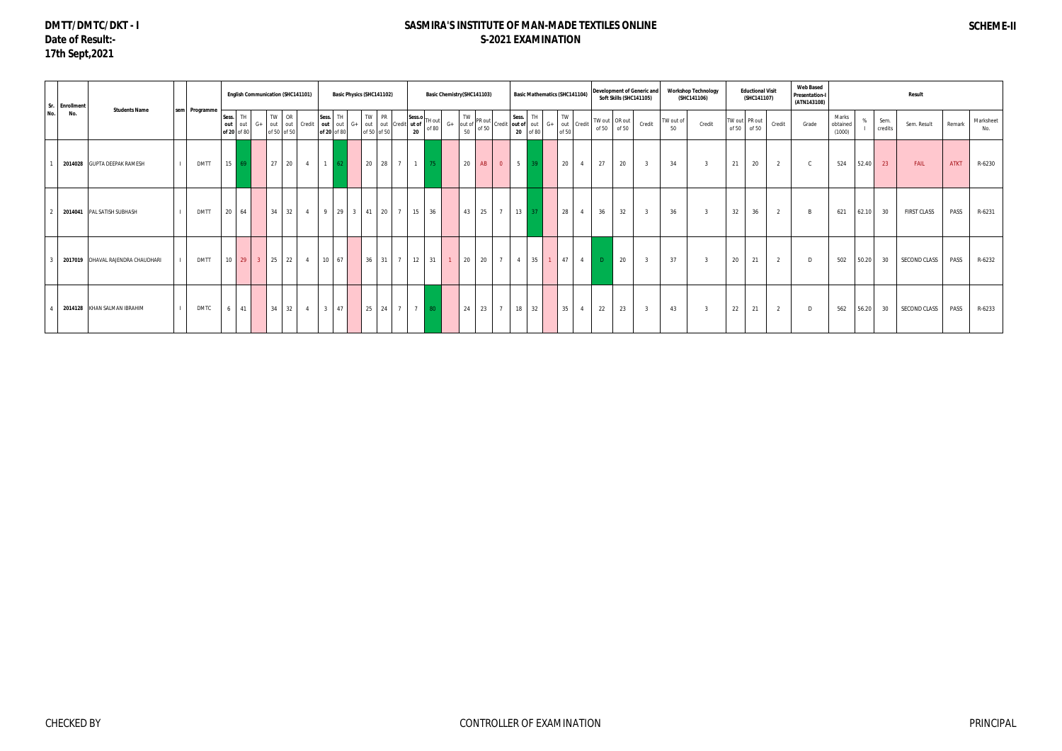**DMTT/DMTC/DKT - I**
**Date of Result:-**
**17th Sept,2021**

# SASMIRA'S INSTITUTE OF MAN-MADE TEXTILES ONLINE
## S-2021 EXAMINATION

**SCHEME-II**

| Sr. No. | Enrollment No. | Students Name | sem | Programme | English Communication (SHC141101) | | | | | | Basic Physics (SHC141102) | | | | | | Basic Chemistry(SHC141103) | | | | | | Basic Mathematics (SHC141104) | | | | | Development of Generic and Soft Skills (SHC141105) | | | Workshop Technology (SHC141106) | | Eductional Visit (SHC141107) | | | Web Based Presentation-I (ATN143108) | Result | | | | | |
|---|---|---|---|---|---|---|---|---|---|---|---|---|---|---|---|---|---|---|---|---|---|---|---|---|---|---|---|---|---|---|---|---|---|---|---|---|---|---|---|---|---|---|
| | | | | | Sess. out of 20 | TH out of 80 | G+ | TW out of 50 | OR out of 50 | Credit | Sess. out of 20 | TH out of 80 | G+ | TW out of 50 | PR out of 50 | Credit | Sess.out of 20 | TH out of 80 | G+ | TW out of 50 | PR out of 50 | Credit | Sess. out of 20 | TH out of 80 | G+ | TW out of 50 | Credit | TW out of 50 | OR out of 50 | Credit | TW out of 50 | Credit | TW out of 50 | PR out of 50 | Credit | Grade | Marks obtained (1000) | % | Sem. credits | Sem. Result | Remark | Marksheet No. |
| 1 | **2014028** | GUPTA DEEPAK RAMESH | I | DMTT | 15 | 69 | | 27 | 20 | 4 | 1 | 62 | | 20 | 28 | 7 | 1 | 75 | | 20 | AB | 0 | 5 | 39 | | 20 | 4 | 27 | 20 | 3 | 34 | 3 | 21 | 20 | 2 | C | 524 | 52.40 | 23 | FAIL | ATKT | R-6230 |
| 2 | **2014041** | PAL SATISH SUBHASH | I | DMTT | 20 | 64 | | 34 | 32 | 4 | 9 | 29 | 3 | 41 | 20 | 7 | 15 | 36 | | 43 | 25 | 7 | 13 | 37 | | 28 | 4 | 36 | 32 | 3 | 36 | 3 | 32 | 36 | 2 | B | 621 | 62.10 | 30 | FIRST CLASS | PASS | R-6231 |
| 3 | **2017019** | DHAVAL RAJENDRA CHAUDHARI | I | DMTT | 10 | 29 | 3 | 25 | 22 | 4 | 10 | 67 | | 36 | 31 | 7 | 12 | 31 | 1 | 20 | 20 | 7 | 4 | 35 | 1 | 47 | 4 | D | 20 | 3 | 37 | 3 | 20 | 21 | 2 | D | 502 | 50.20 | 30 | SECOND CLASS | PASS | R-6232 |
| 4 | **2014128** | KHAN SALMAN IBRAHIM | I | DMTC | 6 | 41 | | 34 | 32 | 4 | 3 | 47 | | 25 | 24 | 7 | 7 | 80 | | 24 | 23 | 7 | 18 | 32 | | 35 | 4 | 22 | 23 | 3 | 43 | 3 | 22 | 21 | 2 | D | 562 | 56.20 | 30 | SECOND CLASS | PASS | R-6233 |

CHECKED BY | CONTROLLER OF EXAMINATION | PRINCIPAL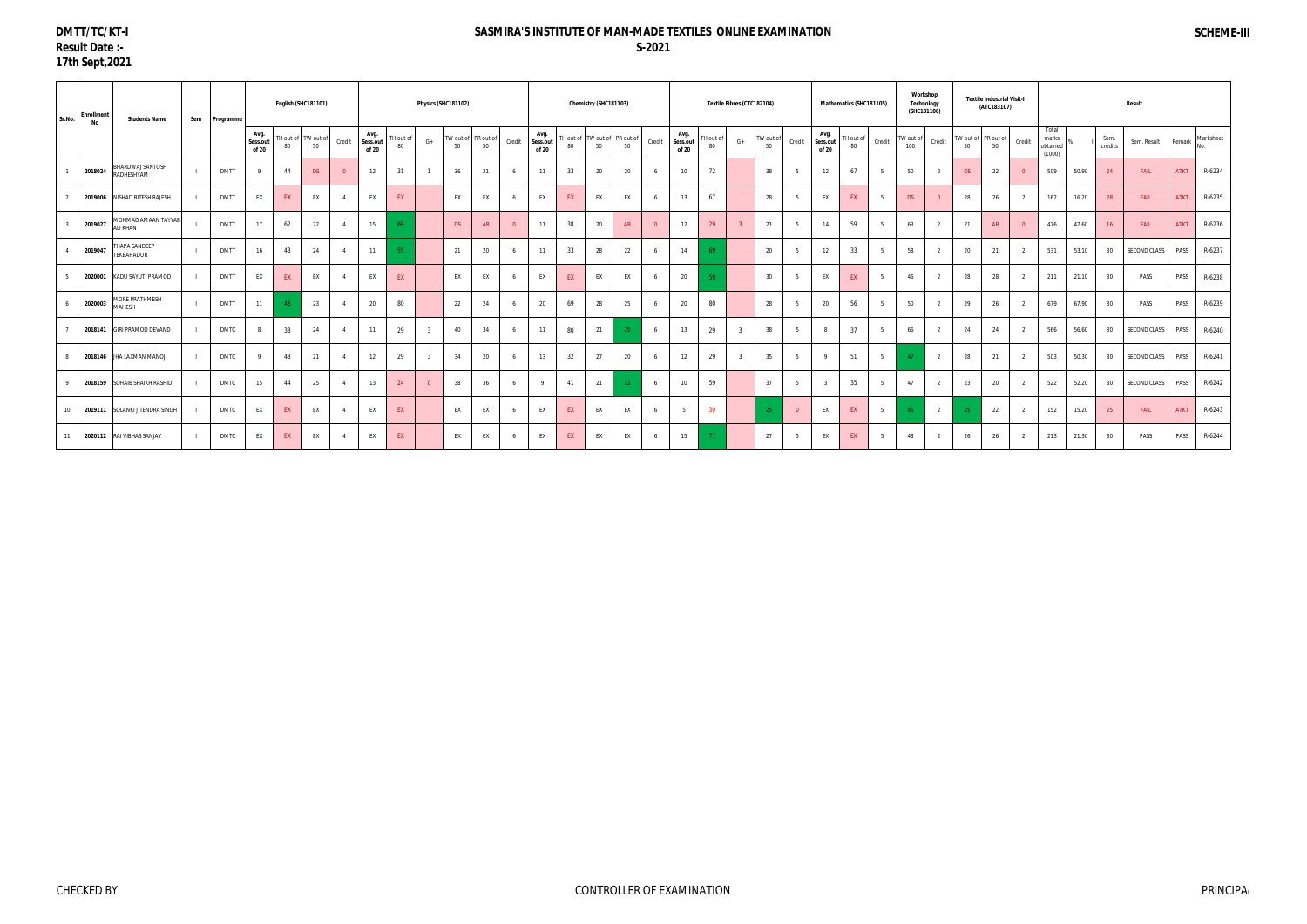DMTT/TC/KT-I
Result Date :-
17th Sept,2021

# SASMIRA'S INSTITUTE OF MAN-MADE TEXTILES ONLINE EXAMINATION
## S-2021

SCHEME-III

| Sr.No. | Enrollment No | Students Name | Sem | Programme | English (SHC181101) | | | | Physics (SHC181102) | | | | | | Chemistry (SHC181103) | | | | | Textile Fibres (CTC182104) | | | | | Mathematics (SHC181105) | | | Workshop Technology (SHC181106) | | Textile Industrial Visit-I (ATC183107) | | | Result | | | | | |
|---|---|---|---|---|---|---|---|---|---|---|---|---|---|---|---|---|---|---|---|---|---|---|---|---|---|---|---|---|---|---|---|---|---|---|---|---|---|---|
| | | | | | Avg. Sess.out of 20 | TH out of 80 | TW out of 50 | Credit | Avg. Sess.out of 20 | TH out of 80 | G+ | TW out of 50 | PR out of 50 | Credit | Avg. Sess.out of 20 | TH out of 80 | TW out of 50 | PR out of 50 | Credit | Avg. Sess.out of 20 | TH out of 80 | G+ | TW out of 50 | Credit | Avg. Sess.out of 20 | TH out of 80 | Credit | TW out of 100 | Credit | TW out of 50 | PR out of 50 | Credit | Total marks obtained (1000) | % | Sem. credits | Sem. Result | Remark | Marksheet No. |
| 1 | 2018024 | BHARDWAJ SANTOSH RADHESHYAM | I | DMTT | 9 | 44 | DS | 0 | 12 | 31 | 1 | 36 | 21 | 6 | 11 | 33 | 20 | 20 | 6 | 10 | 72 | | 38 | 5 | 12 | 67 | 5 | 50 | 2 | DS | 22 | 0 | 509 | 50.90 | 24 | FAIL | ATKT | R-6234 |
| 2 | 2019006 | NISHAD RITESH RAJESH | I | DMTT | EX | EX | EX | 4 | EX | EX | | EX | EX | 6 | EX | EX | EX | EX | 6 | 13 | 67 | | 28 | 5 | EX | EX | 5 | DS | 0 | 28 | 26 | 2 | 162 | 16.20 | 28 | FAIL | ATKT | R-6235 |
| 3 | 2019027 | MOHMAD AMAAN TAYYAB ALI KHAN | I | DMTT | 17 | 62 | 22 | 4 | 15 | 69 | | DS | AB | 0 | 11 | 38 | 20 | AB | 0 | 12 | 29 | 3 | 21 | 5 | 14 | 59 | 5 | 63 | 2 | 21 | AB | 0 | 476 | 47.60 | 16 | FAIL | ATKT | R-6236 |
| 4 | 2019047 | THAPA SANDEEP TEKBAHADUR | I | DMTT | 16 | 43 | 24 | 4 | 11 | 55 | | 21 | 20 | 6 | 11 | 33 | 28 | 22 | 6 | 14 | 69 | | 20 | 5 | 12 | 33 | 5 | 58 | 2 | 20 | 21 | 2 | 531 | 53.10 | 30 | SECOND CLASS | PASS | R-6237 |
| 5 | 2020001 | KADU SAYUTI PRAMOD | I | DMTT | EX | EX | EX | 4 | EX | EX | | EX | EX | 6 | EX | EX | EX | EX | 6 | 20 | 59 | | 30 | 5 | EX | EX | 5 | 46 | 2 | 28 | 28 | 2 | 211 | 21.10 | 30 | PASS | PASS | R-6238 |
| 6 | 2020003 | MORE PRATHMESH MAHESH | I | DMTT | 11 | 48 | 23 | 4 | 20 | 80 | | 22 | 24 | 6 | 20 | 69 | 28 | 25 | 6 | 20 | 80 | | 28 | 5 | 20 | 56 | 5 | 50 | 2 | 29 | 26 | 2 | 679 | 67.90 | 30 | PASS | PASS | R-6239 |
| 7 | 2018141 | GIRI PRAMOD DEVAND | I | DMTC | 8 | 38 | 24 | 4 | 11 | 29 | 3 | 40 | 34 | 6 | 11 | 80 | 21 | 25 | 6 | 13 | 29 | 3 | 38 | 5 | 8 | 37 | 5 | 66 | 2 | 24 | 24 | 2 | 566 | 56.60 | 30 | SECOND CLASS | PASS | R-6240 |
| 8 | 2018146 | JHA LAXMAN MANOJ | I | DMTC | 9 | 48 | 21 | 4 | 12 | 29 | 3 | 34 | 20 | 6 | 13 | 32 | 27 | 20 | 6 | 12 | 29 | 3 | 35 | 5 | 9 | 51 | 5 | 47 | 2 | 28 | 21 | 2 | 503 | 50.30 | 30 | SECOND CLASS | PASS | R-6241 |
| 9 | 2018159 | SOHAIB SHAIKH RASHID | I | DMTC | 15 | 44 | 25 | 4 | 13 | 24 | 0 | 38 | 36 | 6 | 9 | 41 | 21 | 22 | 6 | 10 | 59 | | 37 | 5 | 3 | 35 | 5 | 47 | 2 | 23 | 20 | 2 | 522 | 52.20 | 30 | SECOND CLASS | PASS | R-6242 |
| 10 | 2019111 | SOLANKI JITENDRA SINGH | I | DMTC | EX | EX | EX | 4 | EX | EX | | EX | EX | 6 | EX | EX | EX | EX | 6 | 5 | 30 | | 25 | 0 | EX | EX | 5 | 45 | 2 | 25 | 22 | 2 | 152 | 15.20 | 25 | FAIL | ATKT | R-6243 |
| 11 | 2020112 | RAI VIBHAS SANJAY | I | DMTC | EX | EX | EX | 4 | EX | EX | | EX | EX | 6 | EX | EX | EX | EX | 6 | 15 | 71 | | 27 | 5 | EX | EX | 5 | 48 | 2 | 26 | 26 | 2 | 213 | 21.30 | 30 | PASS | PASS | R-6244 |

CHECKED BY | CONTROLLER OF EXAMINATION | PRINCIPAL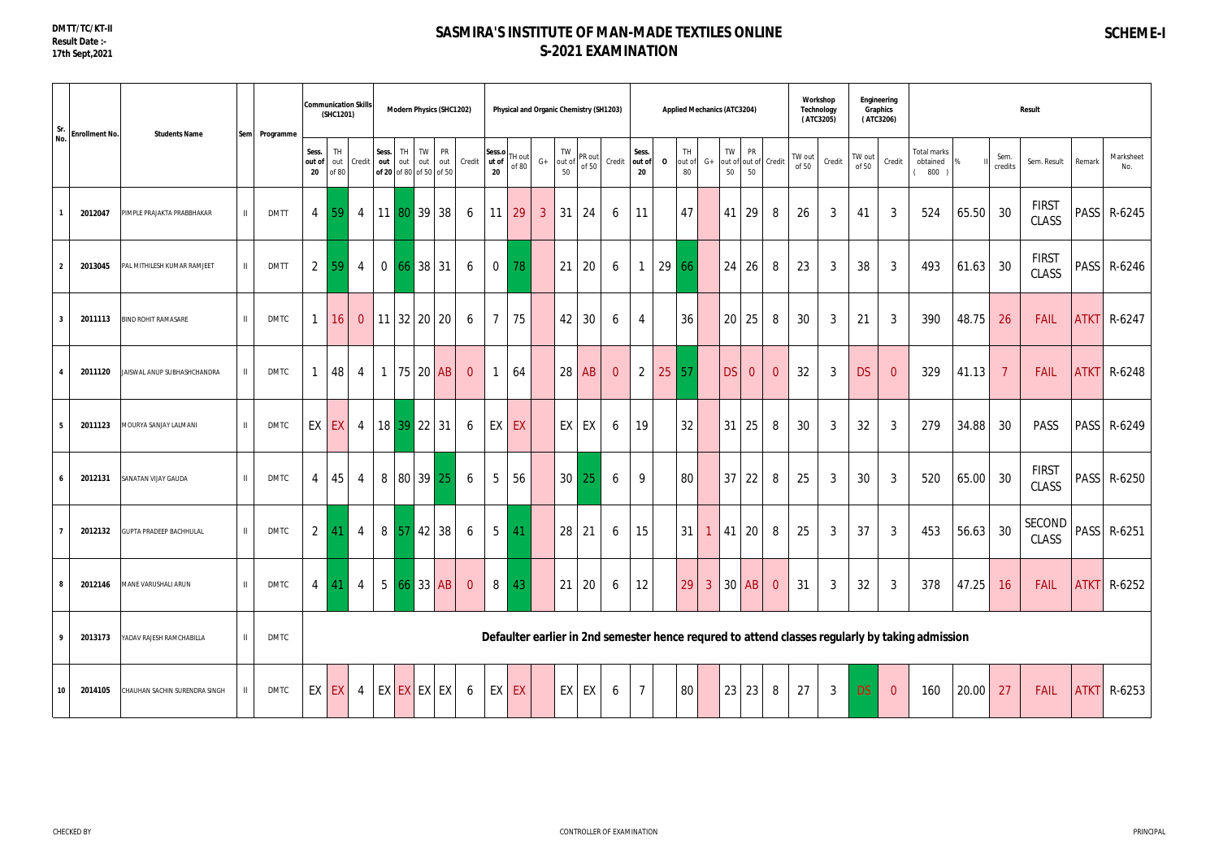DMTT/TC/KT-II
Result Date :-
17th Sept,2021

# SASMIRA'S INSTITUTE OF MAN-MADE TEXTILES ONLINE
## S-2021 EXAMINATION

**SCHEME-I**

| Sr. No. | Enrollment No. | Students Name | Sem | Programme | Communication Skills (SHC1201) | | | Modern Physics (SHC1202) | | | | | Physical and Organic Chemistry (SH1203) | | | | | | Applied Mechanics (ATC3204) | | | | | | | Workshop Technology (ATC3205) | | Engineering Graphics (ATC3206) | | Result | | | | | |
|---|---|---|---|---|---|---|---|---|---|---|---|---|---|---|---|---|---|---|---|---|---|---|---|---|---|---|---|---|---|---|---|---|---|---|---|
| | | | | | Sess. out of 20 | TH out of 80 | Credit | Sess. out of 20 | TH out of 80 | TW out of 50 | PR out of 50 | Credit | Sess. out of 20 | TH out of 80 | G+ | TW out of 50 | PR out of 50 | Credit | Sess. out of 20 | O | TH out of 80 | G+ | TW out of 50 | PR out of 50 | Credit | TW out of 50 | Credit | TW out of 50 | Credit | Total marks obtained ( 800 ) | % II | Sem. credits | Sem. Result | Remark | Marksheet No. |
| 1 | 2012047 | PIMPLE PRAJAKTA PRABBHAKAR | II | DMTT | 4 | 59 | 4 | 11 | 80 | 39 | 38 | 6 | 11 | 29 | 3 | 31 | 24 | 6 | 11 | | 47 | | 41 | 29 | 8 | 26 | 3 | 41 | 3 | 524 | 65.50 | 30 | FIRST CLASS | PASS | R-6245 |
| 2 | 2013045 | PAL MITHILESH KUMAR RAMJEET | II | DMTT | 2 | 59 | 4 | 0 | 66 | 38 | 31 | 6 | 0 | 78 | | 21 | 20 | 6 | 1 | 29 | 66 | | 24 | 26 | 8 | 23 | 3 | 38 | 3 | 493 | 61.63 | 30 | FIRST CLASS | PASS | R-6246 |
| 3 | 2011113 | BIND ROHIT RAMASARE | II | DMTC | 1 | 16 | 0 | 11 | 32 | 20 | 20 | 6 | 7 | 75 | | 42 | 30 | 6 | 4 | | 36 | | 20 | 25 | 8 | 30 | 3 | 21 | 3 | 390 | 48.75 | 26 | FAIL | ATKT | R-6247 |
| 4 | 2011120 | JAISWAL ANUP SUBHASHCHANDRA | II | DMTC | 1 | 48 | 4 | 1 | 75 | 20 | AB | 0 | 1 | 64 | | 28 | AB | 0 | 2 | 25 | 57 | | DS | 0 | 0 | 32 | 3 | DS | 0 | 329 | 41.13 | 7 | FAIL | ATKT | R-6248 |
| 5 | 2011123 | MOURYA SANJAY LALMANI | II | DMTC | EX | EX | 4 | 18 | 39 | 22 | 31 | 6 | EX | EX | | EX | EX | 6 | 19 | | 32 | | 31 | 25 | 8 | 30 | 3 | 32 | 3 | 279 | 34.88 | 30 | PASS | PASS | R-6249 |
| 6 | 2012131 | SANATAN VIJAY GAUDA | II | DMTC | 4 | 45 | 4 | 8 | 80 | 39 | 25 | 6 | 5 | 56 | | 30 | 25 | 6 | 9 | | 80 | | 37 | 22 | 8 | 25 | 3 | 30 | 3 | 520 | 65.00 | 30 | FIRST CLASS | PASS | R-6250 |
| 7 | 2012132 | GUPTA PRADEEP BACHHULAL | II | DMTC | 2 | 41 | 4 | 8 | 57 | 42 | 38 | 6 | 5 | 41 | | 28 | 21 | 6 | 15 | | 31 | 1 | 41 | 20 | 8 | 25 | 3 | 37 | 3 | 453 | 56.63 | 30 | SECOND CLASS | PASS | R-6251 |
| 8 | 2012146 | MANE VARUSHALI ARUN | II | DMTC | 4 | 41 | 4 | 5 | 66 | 33 | AB | 0 | 8 | 43 | | 21 | 20 | 6 | 12 | | 29 | 3 | 30 | AB | 0 | 31 | 3 | 32 | 3 | 378 | 47.25 | 16 | FAIL | ATKT | R-6252 |
| 9 | 2013173 | YADAV RAJESH RAMCHABILLA | II | DMTC | Defaulter earlier in 2nd semester hence requred to attend classes regularly by taking admission | | | | | | | | | | | | | | | | | | | | | | | | | | | | | | |
| 10 | 2014105 | CHAUHAN SACHIN SURENDRA SINGH | II | DMTC | EX | EX | 4 | EX | EX | EX | EX | 6 | EX | EX | | EX | EX | 6 | 7 | | 80 | | 23 | 23 | 8 | 27 | 3 | DS | 0 | 160 | 20.00 | 27 | FAIL | ATKT | R-6253 |

CHECKED BY　　　　　　　　CONTROLLER OF EXAMINATION　　　　　　　　PRINCIPAL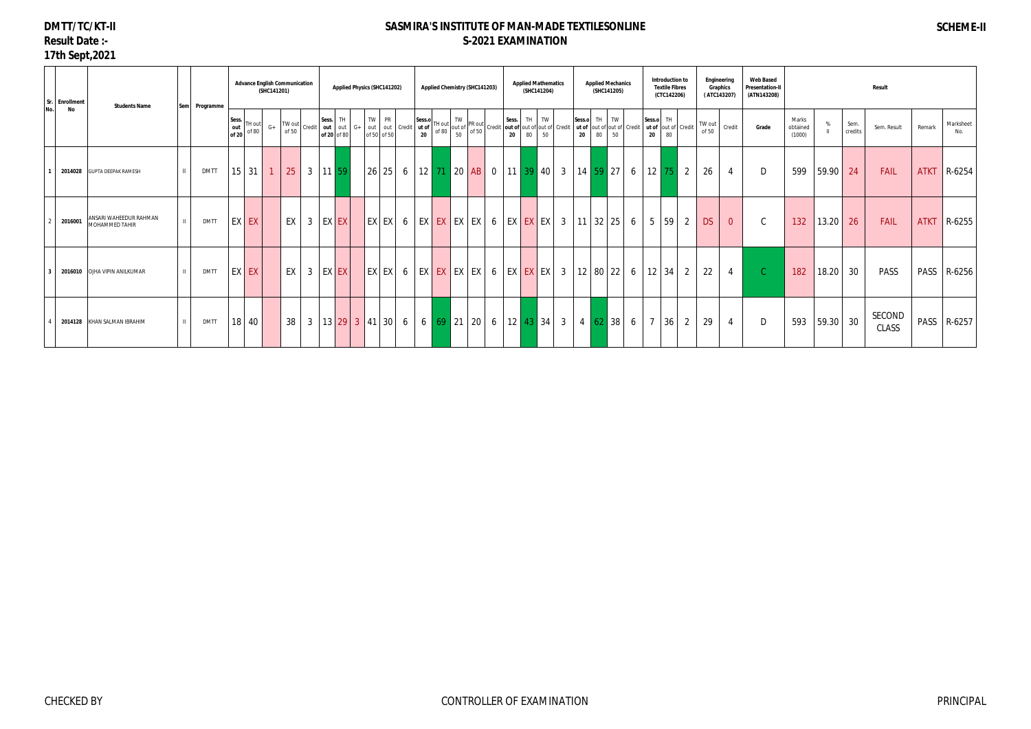**DMTT/TC/KT-II**
**Result Date :-**
**17th Sept,2021**

# SASMIRA'S INSTITUTE OF MAN-MADE TEXTILESONLINE
## S-2021 EXAMINATION

**SCHEME-II**

| Sr. No. | Enrollment No | Students Name | Sem | Programme | Advance English Communication (SHC141201) | | | | | Applied Physics (SHC141202) | | | | | | Applied Chemistry (SHC141203) | | | | | Applied Mathematics (SHC141204) | | | | Applied Mechanics (SHC141205) | | | | Introduction to Textile Fibres (CTC142206) | | | Engineering Graphics (ATC143207) | | Web Based Presentation-II (ATN143208) | Result | | | | | |
|---|---|---|---|---|---|---|---|---|---|---|---|---|---|---|---|---|---|---|---|---|---|---|---|---|---|---|---|---|---|---|---|---|---|---|---|---|---|---|---|---|
| | | | | | Sess. out of 20 | TH out of 80 | G+ | TW out of 50 | Credit | Sess. out of 20 | TH out of 80 | G+ | TW out of 50 | PR out of 50 | Credit | Sess.out of 20 | TH out of 80 | TW out of 50 | PR out of 50 | Credit | Sess. out of 20 | TH out of 80 | TW out of 50 | Credit | Sess.out of 20 | TH out of 80 | TW out of 50 | Credit | Sess.out of 20 | TH out of 80 | Credit | TW out of 50 | Credit | Grade | Marks obtained (1000) | % II | Sem. credits | Sem. Result | Remark | Marksheet No. |
| 1 | 2014028 | GUPTA DEEPAK RAMESH | II | DMTT | 15 | 31 | 1 | 25 | 3 | 11 | 59 | | 26 | 25 | 6 | 12 | 71 | 20 | AB | 0 | 11 | 39 | 40 | 3 | 14 | 59 | 27 | 6 | 12 | 75 | 2 | 26 | 4 | D | 599 | 59.90 | 24 | FAIL | ATKT | R-6254 |
| 2 | 2016001 | ANSARI WAHEEDUR RAHMAN MOHAMMED TAHIR | II | DMTT | EX | EX | | EX | 3 | EX | EX | | EX | EX | 6 | EX | EX | EX | EX | 6 | EX | EX | EX | 3 | 11 | 32 | 25 | 6 | 5 | 59 | 2 | DS | 0 | C | 132 | 13.20 | 26 | FAIL | ATKT | R-6255 |
| 3 | 2016010 | OJHA VIPIN ANILKUMAR | II | DMTT | EX | EX | | EX | 3 | EX | EX | | EX | EX | 6 | EX | EX | EX | EX | 6 | EX | EX | EX | 3 | 12 | 80 | 22 | 6 | 12 | 34 | 2 | 22 | 4 | C | 182 | 18.20 | 30 | PASS | PASS | R-6256 |
| 4 | 2014128 | KHAN SALMAN IBRAHIM | II | DMTT | 18 | 40 | | 38 | 3 | 13 | 29 | 3 | 41 | 30 | 6 | 6 | 69 | 21 | 20 | 6 | 12 | 43 | 34 | 3 | 4 | 62 | 38 | 6 | 7 | 36 | 2 | 29 | 4 | D | 593 | 59.30 | 30 | SECOND CLASS | PASS | R-6257 |

CHECKED BY | CONTROLLER OF EXAMINATION | PRINCIPAL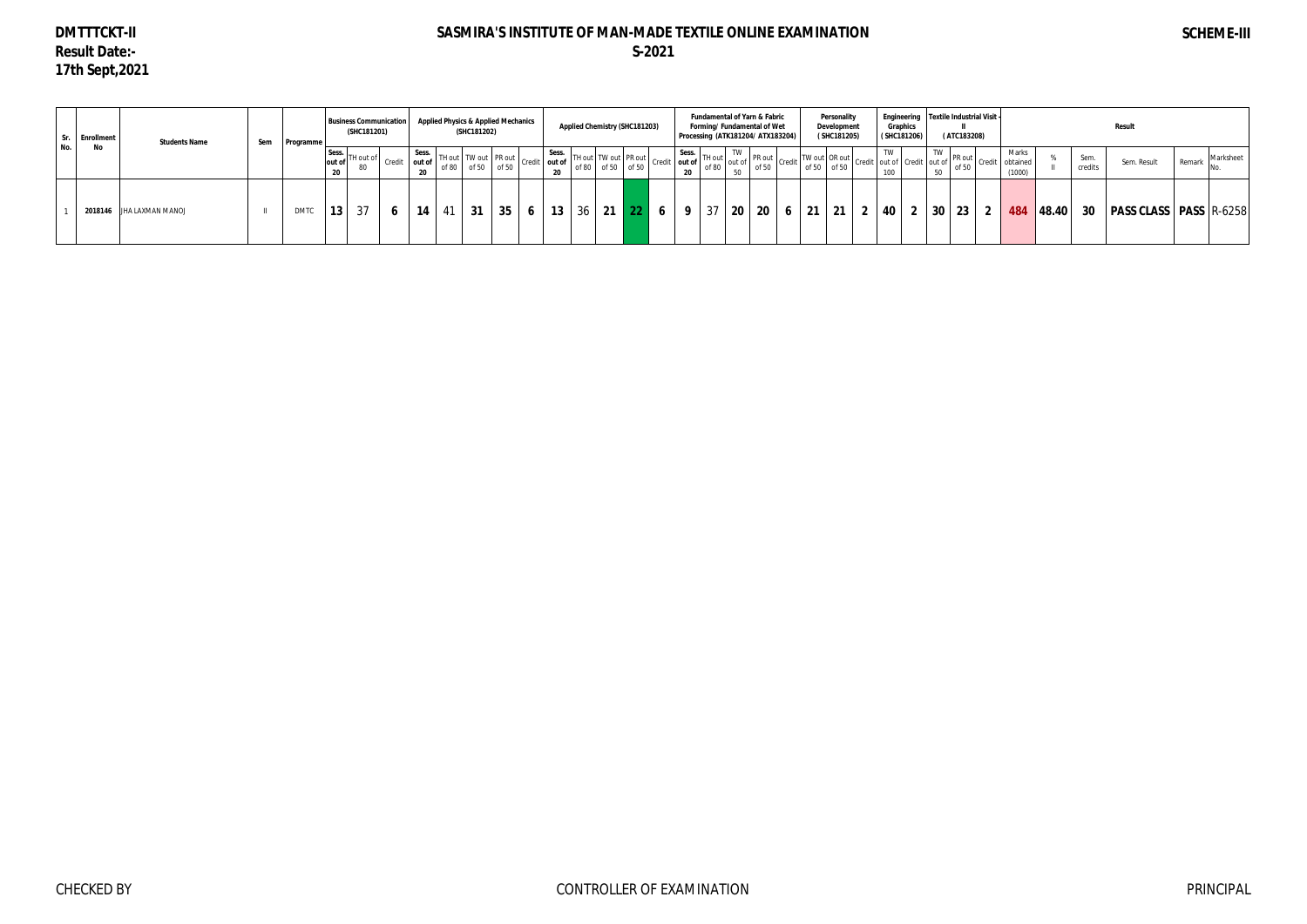**DMTTTCKT-II**

**Result Date:- 17th Sept,2021**

# SASMIRA'S INSTITUTE OF MAN-MADE TEXTILE ONLINE EXAMINATION

## S-2021

**SCHEME-III**

| Sr. No. | Enrollment No | Students Name | Sem | Programme | Business Communication (SHC181201) | | | Applied Physics & Applied Mechanics (SHC181202) | | | | | Applied Chemistry (SHC181203) | | | | | Fundamental of Yarn & Fabric Forming/ Fundamental of Wet Processing (ATK181204/ ATX183204) | | | | | Personality Development ( SHC181205) | | | Engineering Graphics ( SHC181206) | | Textile Industrial Visit - II ( ATC183208) | | | Result | | | | | |
|---|---|---|---|---|---|---|---|---|---|---|---|---|---|---|---|---|---|---|---|---|---|---|---|---|---|---|---|---|---|---|---|---|---|---|---|---|
| | | | | | Sess. out of 20 | TH out of 80 | Credit | Sess. out of 20 | TH out of 80 | TW out of 50 | PR out of 50 | Credit | Sess. out of 20 | TH out of 80 | TW out of 50 | PR out of 50 | Credit | Sess. out of 20 | TH out of 80 | TW out of 50 | PR out of 50 | Credit | TW out of 50 | OR out of 50 | Credit | TW out of 100 | Credit | TW out of 50 | PR out of 50 | Credit | Marks obtained (1000) | % II | Sem. credits | Sem. Result | Remark | Marksheet No. |
| 1 | 2018146 | JHA LAXMAN MANOJ | II | DMTC | 13 | 37 | 6 | 14 | 41 | 31 | 35 | 6 | 13 | 36 | 21 | 22 | 6 | 9 | 37 | 20 | 20 | 6 | 21 | 21 | 2 | 40 | 2 | 30 | 23 | 2 | 484 | 48.40 | 30 | PASS CLASS | PASS | R-6258 |

CHECKED BY &nbsp;&nbsp;&nbsp;&nbsp;&nbsp;&nbsp;&nbsp;&nbsp; CONTROLLER OF EXAMINATION &nbsp;&nbsp;&nbsp;&nbsp;&nbsp;&nbsp;&nbsp;&nbsp; PRINCIPAL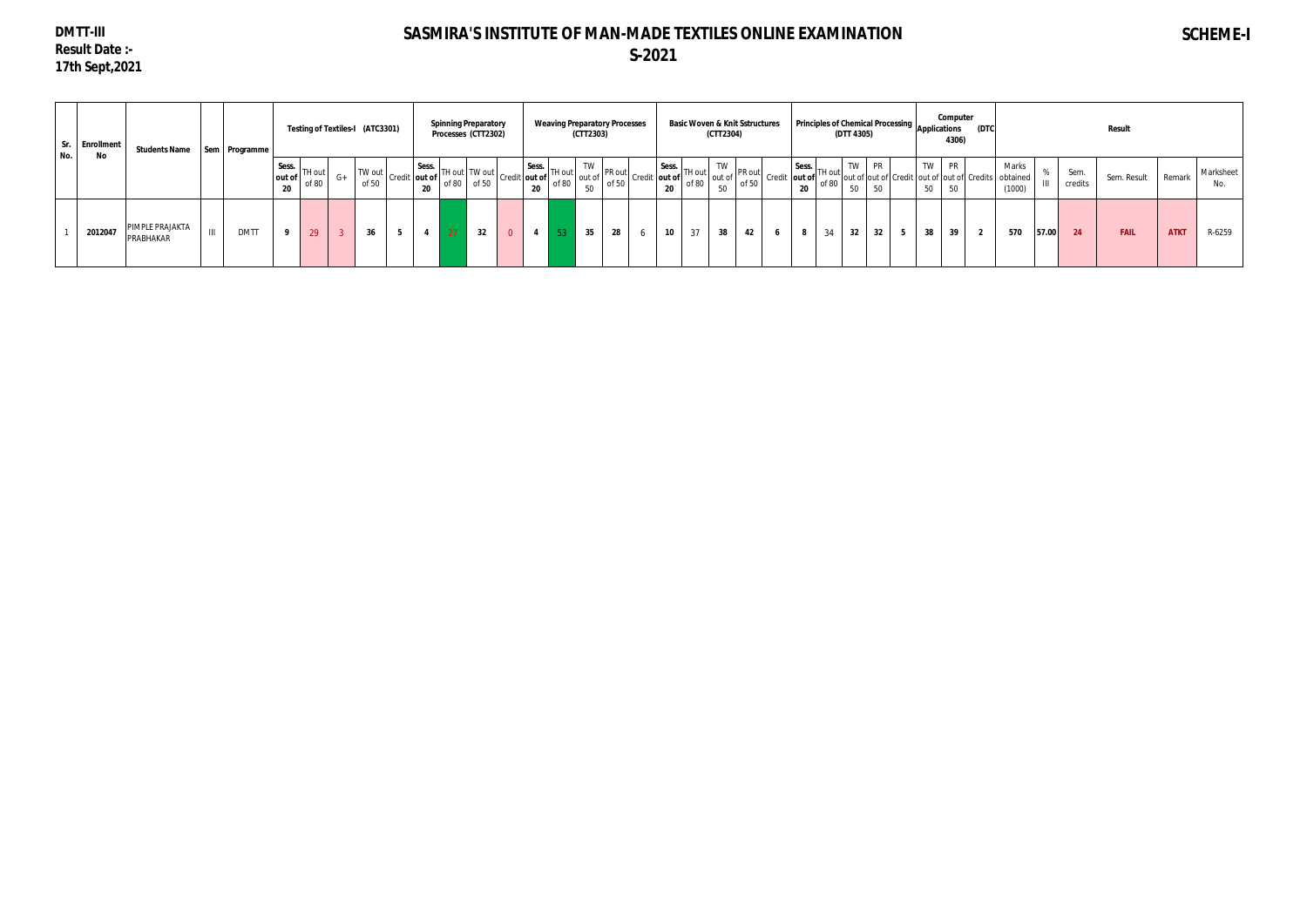DMTT-III
Result Date :-
17th Sept,2021

# SASMIRA'S INSTITUTE OF MAN-MADE TEXTILES ONLINE EXAMINATION
## S-2021

**SCHEME-I**

| Sr. No. | Enrollment No | Students Name | Sem | Programme | Testing of Textiles-I (ATC3301) | | | | | Spinning Preparatory Processes (CTT2302) | | | | Weaving Preparatory Processes (CTT2303) | | | | | Basic Woven & Knit Sstructures (CTT2304) | | | | | Principles of Chemical Processing (DTT 4305) | | | | | Computer Applications (DTC 4306) | | | Result | | | | | | |
|---|---|---|---|---|---|---|---|---|---|---|---|---|---|---|---|---|---|---|---|---|---|---|---|---|---|---|---|---|---|---|---|---|---|---|---|---|---|---|
| | | | | | Sess. out of 20 | TH out of 80 | G+ | TW out of 50 | Credit | Sess. out of 20 | TH out of 80 | TW out of 50 | Credit | Sess. out of 20 | TH out of 80 | TW out of 50 | PR out of 50 | Credit | Sess. out of 20 | TH out of 80 | TW out of 50 | PR out of 50 | Credit | Sess. out of 20 | TH out of 80 | TW out of 50 | PR out of 50 | Credit | TW out of 50 | PR out of 50 | Credits | Marks obtained (1000) | % III | Sem. credits | Sem. Result | Remark | Marksheet No. |
| 1 | 2012047 | PIMPLE PRAJAKTA PRABHAKAR | III | DMTT | 9 | 29 | 3 | 36 | 5 | 4 | 27 | 32 | 0 | 4 | 53 | 35 | 28 | 6 | 10 | 37 | 38 | 42 | 6 | 8 | 34 | 32 | 32 | 5 | 38 | 39 | 2 | 570 | 57.00 | 24 | FAIL | ATKT | R-6259 |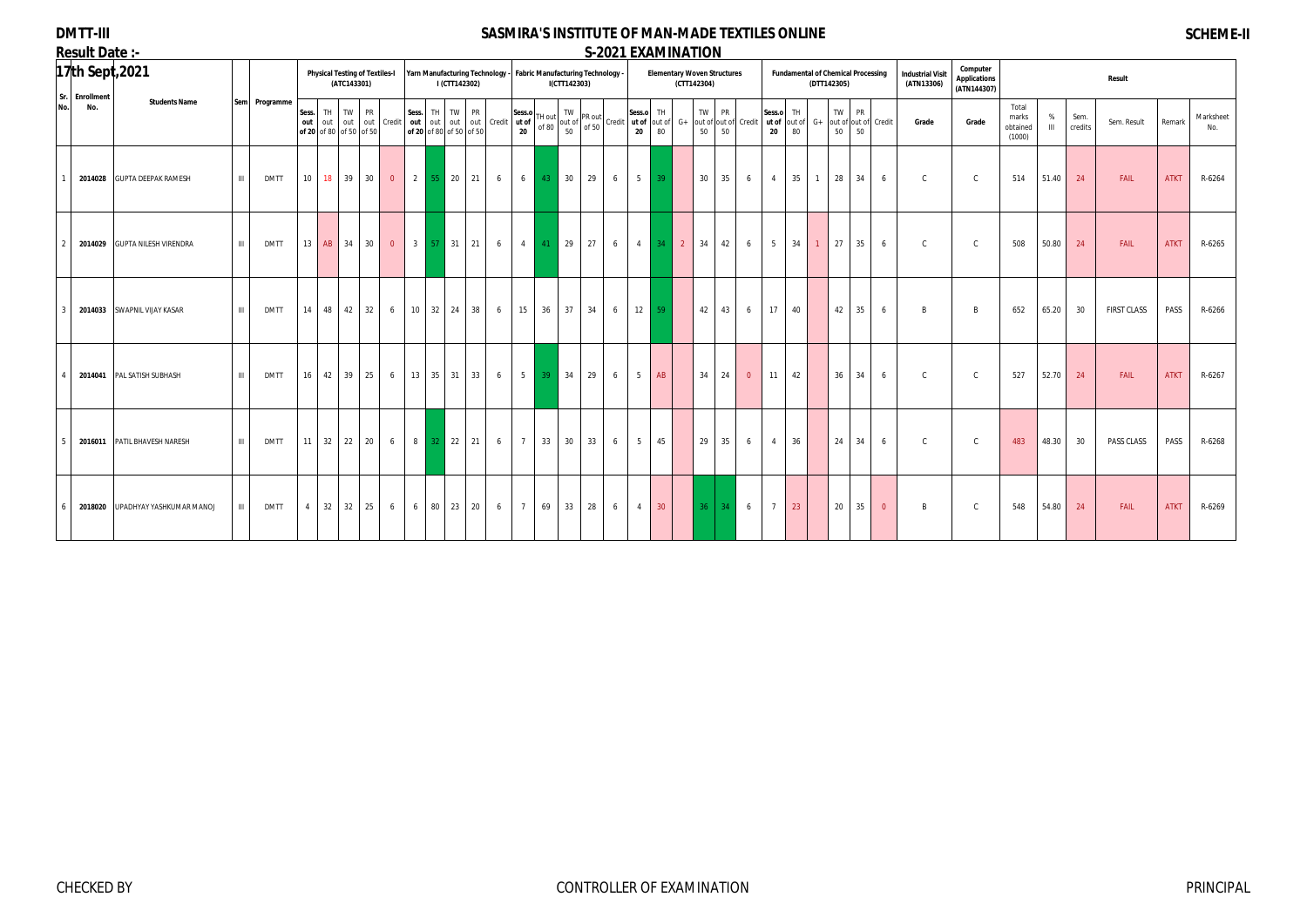**DMTT-III** **SCHEME-II**

# SASMIRA'S INSTITUTE OF MAN-MADE TEXTILES ONLINE

## S-2021 EXAMINATION

**Result Date :-**

**17th Sept,2021**

| Sr. No. | Enrollment No. | Students Name | Sem | Programme | Physical Testing of Textiles-I (ATC143301) | | | | | Yarn Manufacturing Technology - I (CTT142302) | | | | | Fabric Manufacturing Technology - I(CTT142303) | | | | | Elementary Woven Structures (CTT142304) | | | | | | Fundamental of Chemical Processing (DTT142305) | | | | | | Industrial Visit (ATN13306) | Computer Applications (ATN144307) | Result | | | | | | |
|---|---|---|---|---|---|---|---|---|---|---|---|---|---|---|---|---|---|---|---|---|---|---|---|---|---|---|---|---|---|---|---|---|---|---|---|---|---|---|---|
| | | | | | Sess. out of 20 | TH out of 80 | TW out of 50 | PR out of 50 | Credit | Sess. out of 20 | TH out of 80 | TW out of 50 | PR out of 50 | Credit | Sess.out of 20 | TH out of 80 | TW out of 50 | PR out of 50 | Credit | Sess.out of 20 | TH out of 80 | G+ | TW out of 50 | PR out of 50 | Credit | Sess.out of 20 | TH out of 80 | G+ | TW out of 50 | PR out of 50 | Credit | Grade | Grade | Total marks obtained (1000) | % III | Sem. credits | Sem. Result | Remark | Marksheet No. |
| 1 | 2014028 | GUPTA DEEPAK RAMESH | III | DMTT | 10 | 18 | 39 | 30 | 0 | 2 | 55 | 20 | 21 | 6 | 6 | 43 | 30 | 29 | 6 | 5 | 39 | | 30 | 35 | 6 | 4 | 35 | 1 | 28 | 34 | 6 | C | C | 514 | 51.40 | 24 | FAIL | ATKT | R-6264 |
| 2 | 2014029 | GUPTA NILESH VIRENDRA | III | DMTT | 13 | AB | 34 | 30 | 0 | 3 | 57 | 31 | 21 | 6 | 4 | 41 | 29 | 27 | 6 | 4 | 34 | 2 | 34 | 42 | 6 | 5 | 34 | 1 | 27 | 35 | 6 | C | C | 508 | 50.80 | 24 | FAIL | ATKT | R-6265 |
| 3 | 2014033 | SWAPNIL VIJAY KASAR | III | DMTT | 14 | 48 | 42 | 32 | 6 | 10 | 32 | 24 | 38 | 6 | 15 | 36 | 37 | 34 | 6 | 12 | 59 | | 42 | 43 | 6 | 17 | 40 | | 42 | 35 | 6 | B | B | 652 | 65.20 | 30 | FIRST CLASS | PASS | R-6266 |
| 4 | 2014041 | PAL SATISH SUBHASH | III | DMTT | 16 | 42 | 39 | 25 | 6 | 13 | 35 | 31 | 33 | 6 | 5 | 39 | 34 | 29 | 6 | 5 | AB | | 34 | 24 | 0 | 11 | 42 | | 36 | 34 | 6 | C | C | 527 | 52.70 | 24 | FAIL | ATKT | R-6267 |
| 5 | 2016011 | PATIL BHAVESH NARESH | III | DMTT | 11 | 32 | 22 | 20 | 6 | 8 | 32 | 22 | 21 | 6 | 7 | 33 | 30 | 33 | 6 | 5 | 45 | | 29 | 35 | 6 | 4 | 36 | | 24 | 34 | 6 | C | C | 483 | 48.30 | 30 | PASS CLASS | PASS | R-6268 |
| 6 | 2018020 | UPADHYAY YASHKUMAR MANOJ | III | DMTT | 4 | 32 | 32 | 25 | 6 | 6 | 80 | 23 | 20 | 6 | 7 | 69 | 33 | 28 | 6 | 4 | 30 | | 36 | 34 | 6 | 7 | 23 | | 20 | 35 | 0 | B | C | 548 | 54.80 | 24 | FAIL | ATKT | R-6269 |

CHECKED BY CONTROLLER OF EXAMINATION PRINCIPAL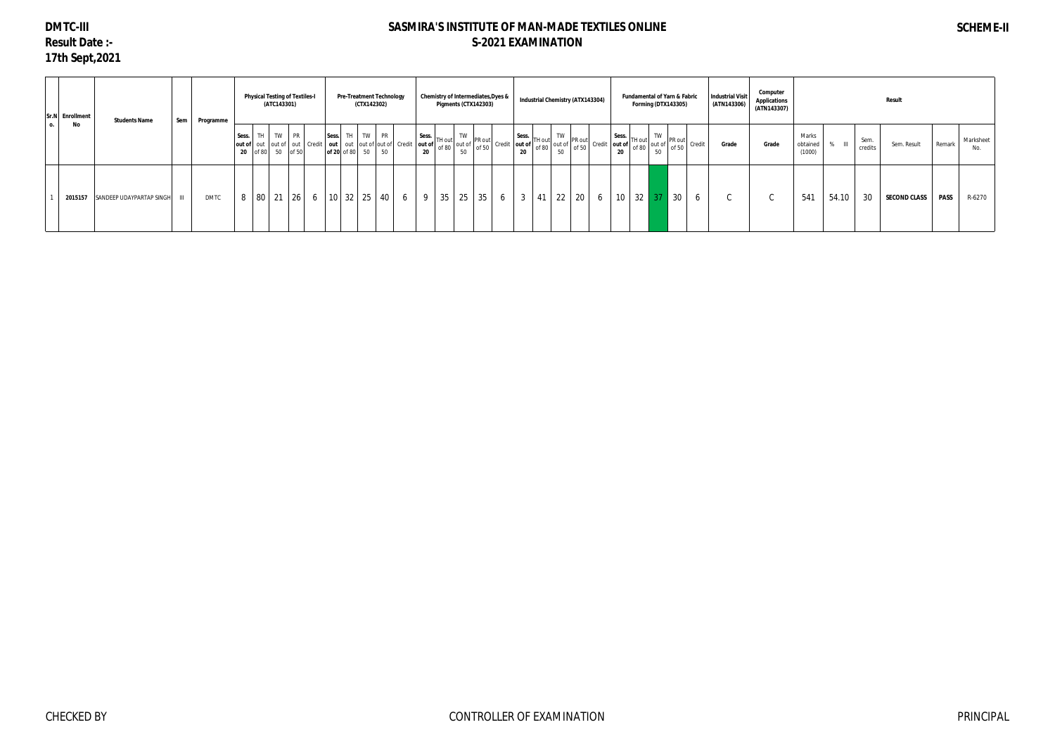DMTC-III
Result Date :-
17th Sept,2021

# SASMIRA'S INSTITUTE OF MAN-MADE TEXTILES ONLINE
## S-2021 EXAMINATION

SCHEME-II

| Sr.No. | Enrollment No | Students Name | Sem | Programme | Physical Testing of Textiles-I (ATC143301) | | | | | Pre-Treatment Technology (CTX142302) | | | | | Chemistry of Intermediates,Dyes & Pigments (CTX142303) | | | | | Industrial Chemistry (ATX143304) | | | | | Fundamental of Yarn & Fabric Forming (DTX143305) | | | | | Industrial Visit (ATN143306) | Computer Applications (ATN143307) | Result | | | | | |
|---|---|---|---|---|---|---|---|---|---|---|---|---|---|---|---|---|---|---|---|---|---|---|---|---|---|---|---|---|---|---|---|---|---|---|---|---|---|
| | | | | | Sess. out of 20 | TH out of 80 | TW out of 50 | PR out of 50 | Credit | Sess. out of 20 | TH out of 80 | TW out of 50 | PR out of 50 | Credit | Sess. out of 20 | TH out of 80 | TW out of 50 | PR out of 50 | Credit | Sess. out of 20 | TH out of 80 | TW out of 50 | PR out of 50 | Credit | Sess. out of 20 | TH out of 80 | TW out of 50 | PR out of 50 | Credit | Grade | Grade | Marks obtained (1000) | % III | Sem. credits | Sem. Result | Remark | Marksheet No. |
| 1 | 2015157 | SANDEEP UDAYPARTAP SINGH | III | DMTC | 8 | 80 | 21 | 26 | 6 | 10 | 32 | 25 | 40 | 6 | 9 | 35 | 25 | 35 | 6 | 3 | 41 | 22 | 20 | 6 | 10 | 32 | 37 | 30 | 6 | C | C | 541 | 54.10 | 30 | SECOND CLASS | PASS | R-6270 |

CHECKED BY — CONTROLLER OF EXAMINATION — PRINCIPAL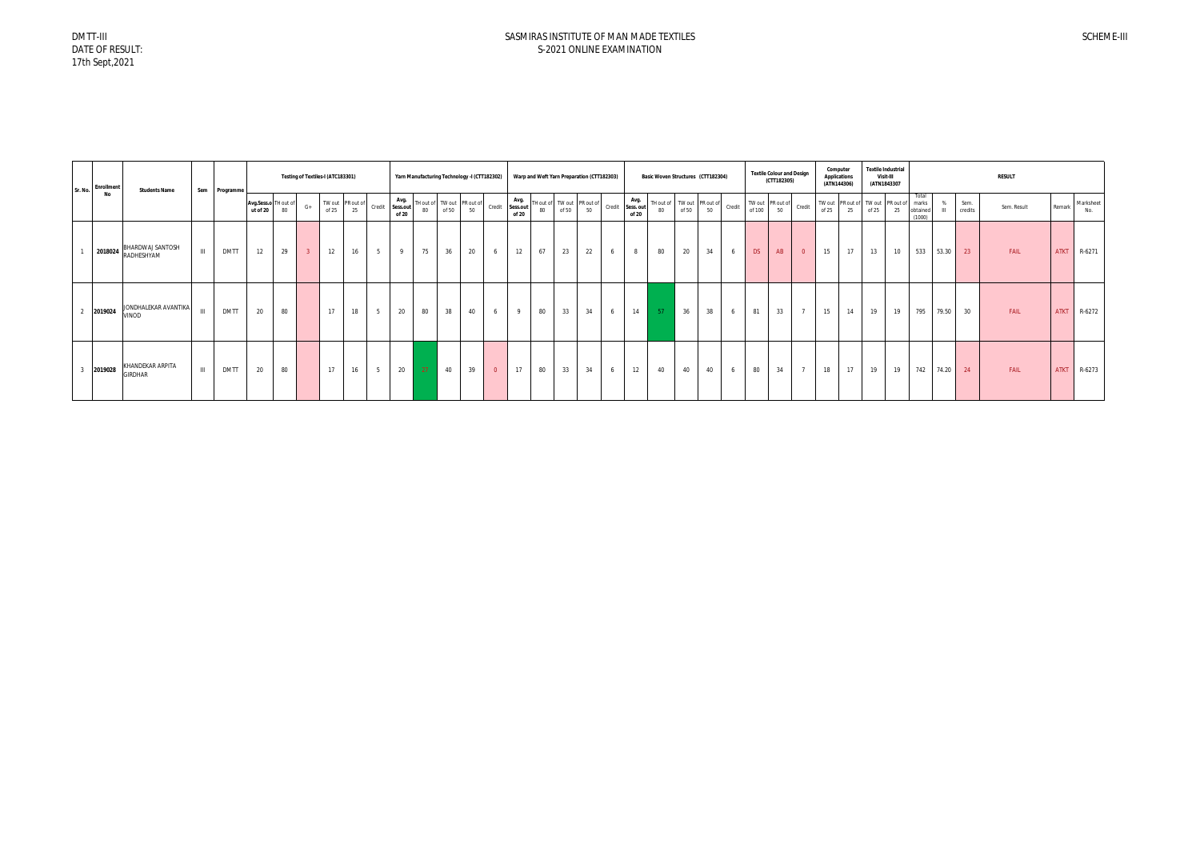DMTT-III
DATE OF RESULT:
17th Sept,2021

SASMIRAS INSTITUTE OF MAN MADE TEXTILES
S-2021 ONLINE EXAMINATION

SCHEME-III

| Sr. No. | Enrollment No | Students Name | Sem | Programme | Testing of Textiles-I (ATC183301) | | | | | | Yarn Manufacturing Technology -I (CTT182302) | | | | | Warp and Weft Yarn Preparation (CTT182303) | | | | | Basic Woven Structures (CTT182304) | | | | | Textile Colour and Design (CTT182305) | | | Computer Applications (ATN144306) | | Textile Industrial Visit-III (ATN1843307) | | RESULT | | | | | |
|---|---|---|---|---|---|---|---|---|---|---|---|---|---|---|---|---|---|---|---|---|---|---|---|---|---|---|---|---|---|---|---|---|---|---|---|---|---|---|---|
| | | | | | Avg.Sess.out of 20 | TH out of 80 | G+ | TW out of 25 | PR out of 25 | Credit | Avg. Sess.out of 20 | TH out of 80 | TW out of 50 | PR out of 50 | Credit | Avg. Sess.out of 20 | TH out of 80 | TW out of 50 | PR out of 50 | Credit | Avg. Sess. out of 20 | TH out of 80 | TW out of 50 | PR out of 50 | Credit | TW out of 100 | PR out of 50 | Credit | TW out of 25 | PR out of 25 | TW out of 25 | PR out of 25 | Total marks obtained (1000) | % III | Sem. credits | Sem. Result | Remark | Marksheet No. |
| 1 | 2018024 | BHARDWAJ SANTOSH RADHESHYAM | III | DMTT | 12 | 29 | 3 | 12 | 16 | 5 | 9 | 75 | 36 | 20 | 6 | 12 | 67 | 23 | 22 | 6 | 8 | 80 | 20 | 34 | 6 | DS | AB | 0 | 15 | 17 | 13 | 10 | 533 | 53.30 | 23 | FAIL | ATKT | R-6271 |
| 2 | 2019024 | JONDHALEKAR AVANTIKA VINOD | III | DMTT | 20 | 80 | | 17 | 18 | 5 | 20 | 80 | 38 | 40 | 6 | 9 | 80 | 33 | 34 | 6 | 14 | 57 | 36 | 38 | 6 | 81 | 33 | 7 | 15 | 14 | 19 | 19 | 795 | 79.50 | 30 | FAIL | ATKT | R-6272 |
| 3 | 2019028 | KHANDEKAR ARPITA GIRDHAR | III | DMTT | 20 | 80 | | 17 | 16 | 5 | 20 | 27 | 40 | 39 | 0 | 17 | 80 | 33 | 34 | 6 | 12 | 40 | 40 | 40 | 6 | 80 | 34 | 7 | 18 | 17 | 19 | 19 | 742 | 74.20 | 24 | FAIL | ATKT | R-6273 |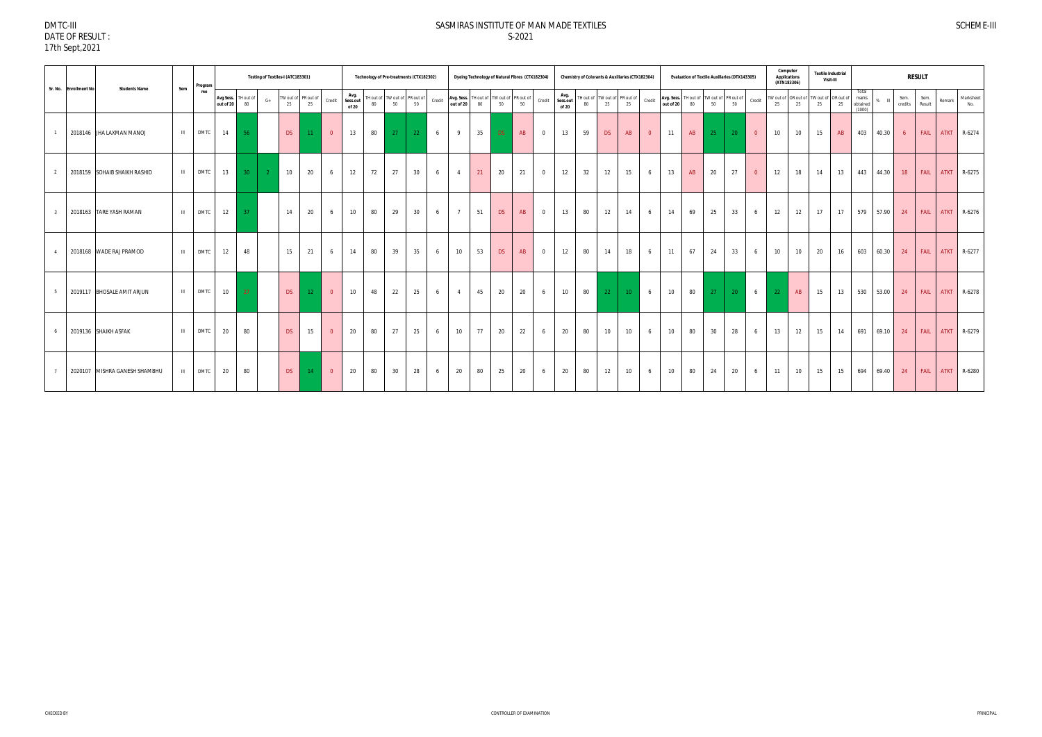DMTC-III
DATE OF RESULT :
17th Sept,2021

# SASMIRAS INSTITUTE OF MAN MADE TEXTILES
## S-2021

SCHEME-III

| Sr. No. | Enrollment No | Students Name | Sem | Programme | Testing of Textiles-I (ATC183301) | | | | | | Technology of Pre-treatments (CTX182302) | | | | | Dyeing Technology of Natural Fibres (CTX182304) | | | | | Chemistry of Colorants & Auxillaries (CTX182304) | | | | | Evaluation of Textile Auxillaries (DTX143305) | | | | | Computer Applications (ATN183306) | | Textile Industrial Visit-III | | RESULT | | | | | |
|---|---|---|---|---|---|---|---|---|---|---|---|---|---|---|---|---|---|---|---|---|---|---|---|---|---|---|---|---|---|---|---|---|---|---|---|---|---|---|---|---|
| | | | | | Avg Sess. out of 20 | TH out of 80 | G+ | TW out of 25 | PR out of 25 | Credit | Avg. Sess.out of 20 | TH out of 80 | TW out of 50 | PR out of 50 | Credit | Avg. Sess. out of 20 | TH out of 80 | TW out of 50 | PR out of 50 | Credit | Avg. Sess.out of 20 | TH out of 80 | TW out of 25 | PR out of 25 | Credit | Avg. Sess. out of 20 | TH out of 80 | TW out of 50 | PR out of 50 | Credit | TW out of 25 | OR out of 25 | TW out of 25 | OR out of 25 | Total marks obtained (1000) | % II | Sem. credits | Sem. Result | Remark | Marksheet No. |
| 1 | 2018146 | JHA LAXMAN MANOJ | III | DMTC | 14 | 56 | | DS | 11 | 0 | 13 | 80 | 27 | 22 | 6 | 9 | 35 | DS | AB | 0 | 13 | 59 | DS | AB | 0 | 11 | AB | 25 | 20 | 0 | 10 | 10 | 15 | AB | 403 | 40.30 | 6 | FAIL | ATKT | R-6274 |
| 2 | 2018159 | SOHAIB SHAIKH RASHID | III | DMTC | 13 | 30 | 2 | 10 | 20 | 6 | 12 | 72 | 27 | 30 | 6 | 4 | 21 | 20 | 21 | 0 | 12 | 32 | 12 | 15 | 6 | 13 | AB | 20 | 27 | 0 | 12 | 18 | 14 | 13 | 443 | 44.30 | 18 | FAIL | ATKT | R-6275 |
| 3 | 2018163 | TARE YASH RAMAN | III | DMTC | 12 | 37 | | 14 | 20 | 6 | 10 | 80 | 29 | 30 | 6 | 7 | 51 | DS | AB | 0 | 13 | 80 | 12 | 14 | 6 | 14 | 69 | 25 | 33 | 6 | 12 | 12 | 17 | 17 | 579 | 57.90 | 24 | FAIL | ATKT | R-6276 |
| 4 | 2018168 | WADE RAJ PRAMOD | III | DMTC | 12 | 48 | | 15 | 21 | 6 | 14 | 80 | 39 | 35 | 6 | 10 | 53 | DS | AB | 0 | 12 | 80 | 14 | 18 | 6 | 11 | 67 | 24 | 33 | 6 | 10 | 10 | 20 | 16 | 603 | 60.30 | 24 | FAIL | ATKT | R-6277 |
| 5 | 2019117 | BHOSALE AMIT ARJUN | III | DMTC | 10 | 27 | | DS | 12 | 0 | 10 | 48 | 22 | 25 | 6 | 4 | 45 | 20 | 20 | 6 | 10 | 80 | 22 | 10 | 6 | 10 | 80 | 27 | 20 | 6 | 22 | AB | 15 | 13 | 530 | 53.00 | 24 | FAIL | ATKT | R-6278 |
| 6 | 2019136 | SHAIKH ASFAK | III | DMTC | 20 | 80 | | DS | 15 | 0 | 20 | 80 | 27 | 25 | 6 | 10 | 77 | 20 | 22 | 6 | 20 | 80 | 10 | 10 | 6 | 10 | 80 | 30 | 28 | 6 | 13 | 12 | 15 | 14 | 691 | 69.10 | 24 | FAIL | ATKT | R-6279 |
| 7 | 2020107 | MISHRA GANESH SHAMBHU | III | DMTC | 20 | 80 | | DS | 14 | 0 | 20 | 80 | 30 | 28 | 6 | 20 | 80 | 25 | 20 | 6 | 20 | 80 | 12 | 10 | 6 | 10 | 80 | 24 | 20 | 6 | 11 | 10 | 15 | 15 | 694 | 69.40 | 24 | FAIL | ATKT | R-6280 |

CHECKED BY | CONTROLLER OF EXAMINATION | PRINCIPAL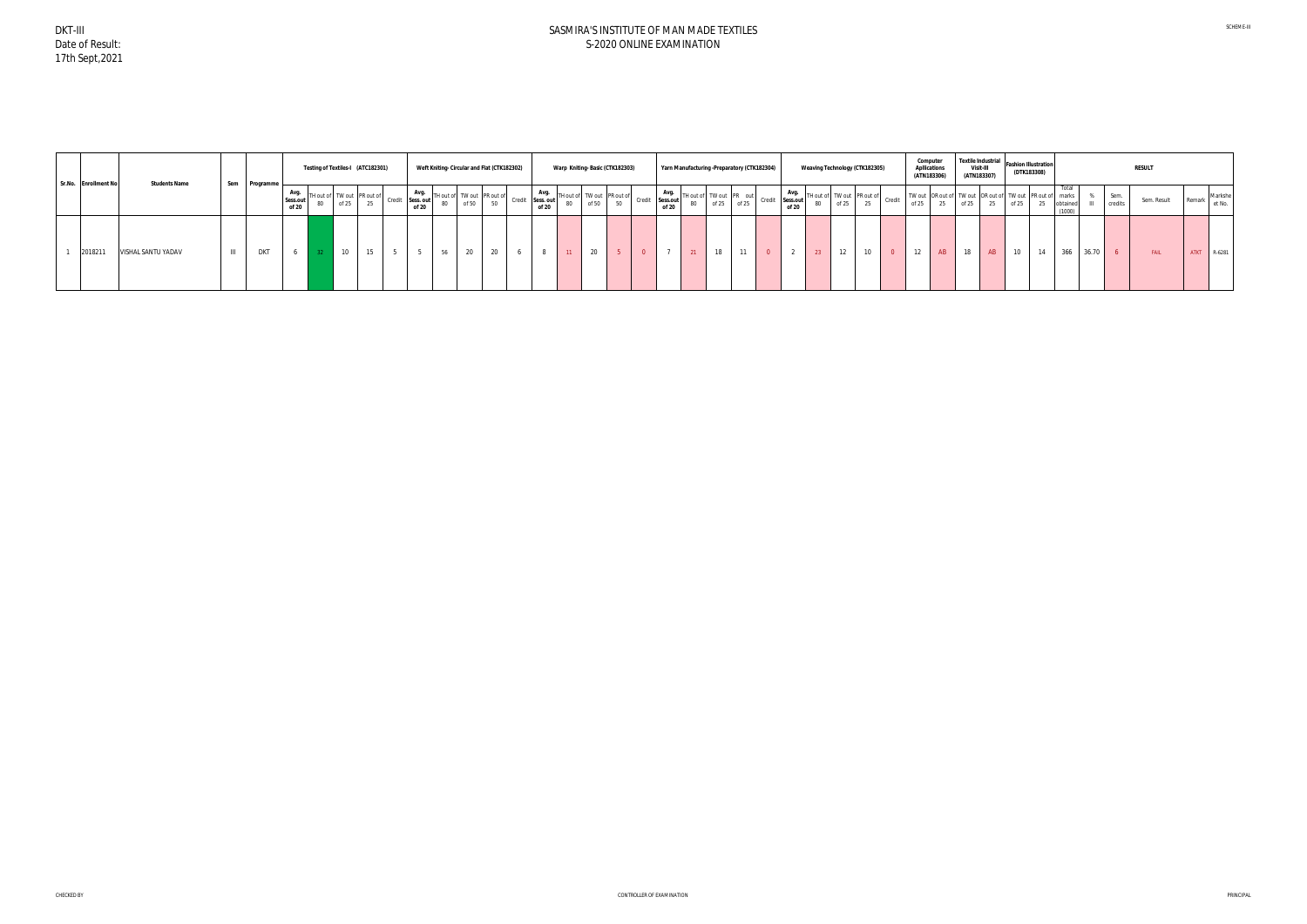DKT-III
Date of Result:
17th Sept,2021

SCHEME-III

# SASMIRA'S INSTITUTE OF MAN MADE TEXTILES
## S-2020 ONLINE EXAMINATION

| Sr.No. | Enrollment No | Students Name | Sem | Programme | Testing of Textiles-I (ATC182301) | | | | | Weft Kniting- Circular and Flat (CTK182302) | | | | | Warp Kniting- Basic (CTK182303) | | | | | Yarn Manufacturing -Preparatory (CTK182304) | | | | | Weaving Technology (CTK182305) | | | | | Computer Apllications (ATN183306) | | Textile Industrial Visit-III (ATN183307) | | Fashion Illustration (DTK183308) | | RESULT | | | | | |
|---|---|---|---|---|---|---|---|---|---|---|---|---|---|---|---|---|---|---|---|---|---|---|---|---|---|---|---|---|---|---|---|---|---|---|---|---|---|---|---|---|---|
| | | | | | Avg. Sess.out of 20 | TH out of 80 | TW out of 25 | PR out of 25 | Credit | Avg. Sess. out of 20 | TH out of 80 | TW out of 50 | PR out of 50 | Credit | Avg. Sess. out of 20 | TH out of 80 | TW out of 50 | PR out of 50 | Credit | Avg. Sess.out of 20 | TH out of 80 | TW out of 25 | PR out of 25 | Credit | Avg. Sess.out of 20 | TH out of 80 | TW out of 25 | PR out of 25 | Credit | TW out of 25 | OR out of 25 | TW out of 25 | OR out of 25 | TW out of 25 | PR out of 25 | Total marks obtained (1000) | % III | Sem. credits | Sem. Result | Remark | Marksheet No. |
| 1 | 2018211 | VISHAL SANTU YADAV | III | DKT | 6 | 32 | 10 | 15 | 5 | 5 | 56 | 20 | 20 | 6 | 8 | 11 | 20 | 5 | 0 | 7 | 21 | 18 | 11 | 0 | 2 | 23 | 12 | 10 | 0 | 12 | AB | 18 | AB | 10 | 14 | 366 | 36.70 | 6 | FAIL | ATKT | R-6281 |

CHECKED BY

CONTROLLER OF EXAMINATION

PRINCIPAL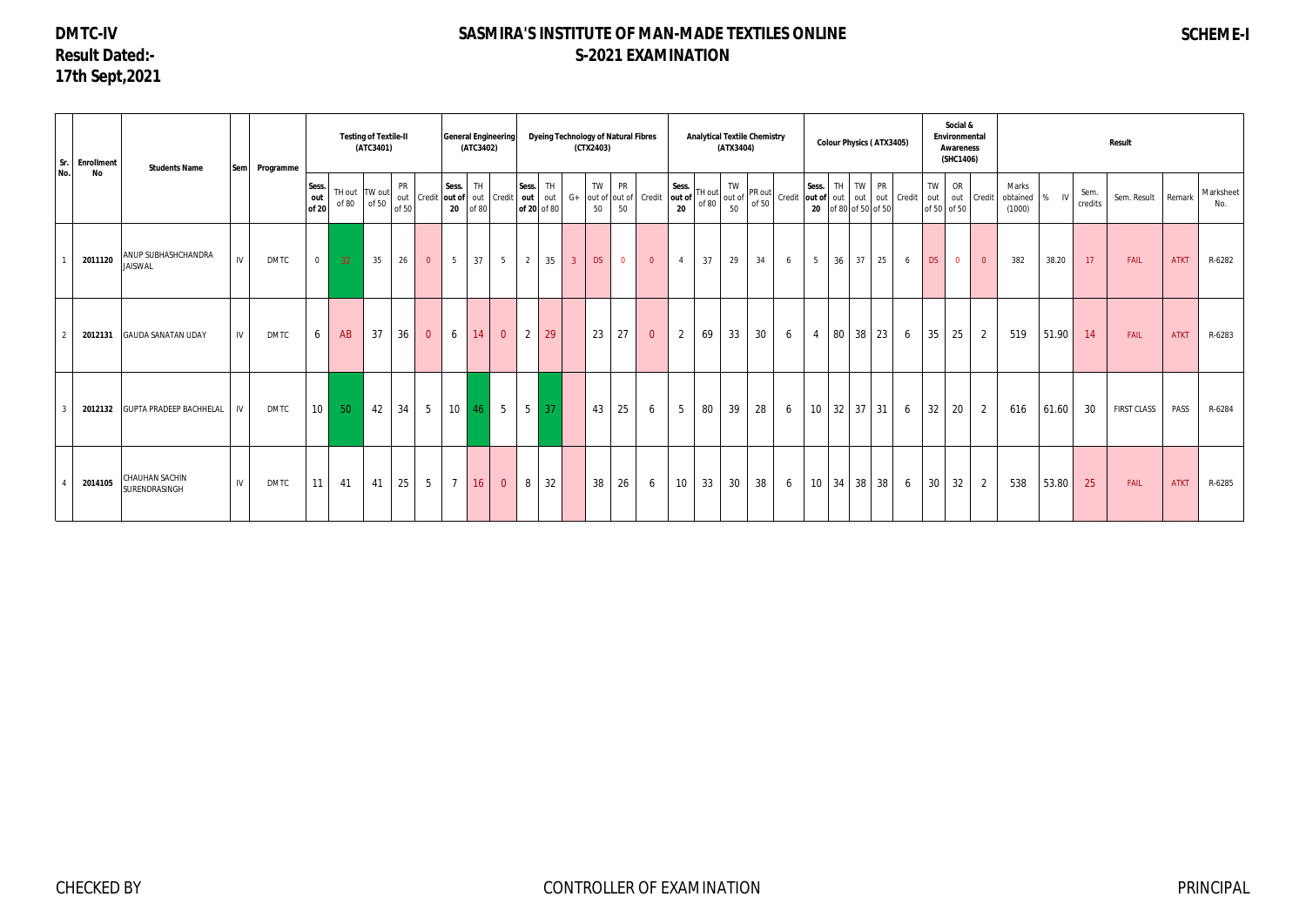**DMTC-IV**
**Result Dated:-**
**17th Sept,2021**

# SASMIRA'S INSTITUTE OF MAN-MADE TEXTILES ONLINE
## S-2021 EXAMINATION

**SCHEME-I**

| Sr. No. | Enrollment No | Students Name | Sem | Programme | Testing of Textile-II (ATC3401) | | | | | General Engineering (ATC3402) | | | Dyeing Technology of Natural Fibres (CTX2403) | | | | | | Analytical Textile Chemistry (ATX3404) | | | | | Colour Physics ( ATX3405) | | | | | Social & Environmental Awareness (SHC1406) | | | Result | | | | | |
|---|---|---|---|---|---|---|---|---|---|---|---|---|---|---|---|---|---|---|---|---|---|---|---|---|---|---|---|---|---|---|---|---|---|---|---|---|---|
| | | | | | Sess. out of 20 | TH out of 80 | TW out of 50 | PR out of 50 | Credit | Sess. out of 20 | TH out of 80 | Credit | Sess. out of 20 | TH out of 80 | G+ | TW out of 50 | PR out of 50 | Credit | Sess. out of 20 | TH out of 80 | TW out of 50 | PR out of 50 | Credit | Sess. out of 20 | TH out of 80 | TW out of 50 | PR out of 50 | Credit | TW out of 50 | OR out of 50 | Credit | Marks obtained (1000) | % IV | Sem. credits | Sem. Result | Remark | Marksheet No. |
| 1 | 2011120 | ANUP SUBHASHCHANDRA JAISWAL | IV | DMTC | 0 | 32 | 35 | 26 | 0 | 5 | 37 | 5 | 2 | 35 | 3 | DS | 0 | 0 | 4 | 37 | 29 | 34 | 6 | 5 | 36 | 37 | 25 | 6 | DS | 0 | 0 | 382 | 38.20 | 17 | FAIL | ATKT | R-6282 |
| 2 | 2012131 | GAUDA SANATAN UDAY | IV | DMTC | 6 | AB | 37 | 36 | 0 | 6 | 14 | 0 | 2 | 29 | | 23 | 27 | 0 | 2 | 69 | 33 | 30 | 6 | 4 | 80 | 38 | 23 | 6 | 35 | 25 | 2 | 519 | 51.90 | 14 | FAIL | ATKT | R-6283 |
| 3 | 2012132 | GUPTA PRADEEP BACHHELAL | IV | DMTC | 10 | 50 | 42 | 34 | 5 | 10 | 46 | 5 | 5 | 37 | | 43 | 25 | 6 | 5 | 80 | 39 | 28 | 6 | 10 | 32 | 37 | 31 | 6 | 32 | 20 | 2 | 616 | 61.60 | 30 | FIRST CLASS | PASS | R-6284 |
| 4 | 2014105 | CHAUHAN SACHIN SURENDRASINGH | IV | DMTC | 11 | 41 | 41 | 25 | 5 | 7 | 16 | 0 | 8 | 32 | | 38 | 26 | 6 | 10 | 33 | 30 | 38 | 6 | 10 | 34 | 38 | 38 | 6 | 30 | 32 | 2 | 538 | 53.80 | 25 | FAIL | ATKT | R-6285 |

CHECKED BY CONTROLLER OF EXAMINATION PRINCIPAL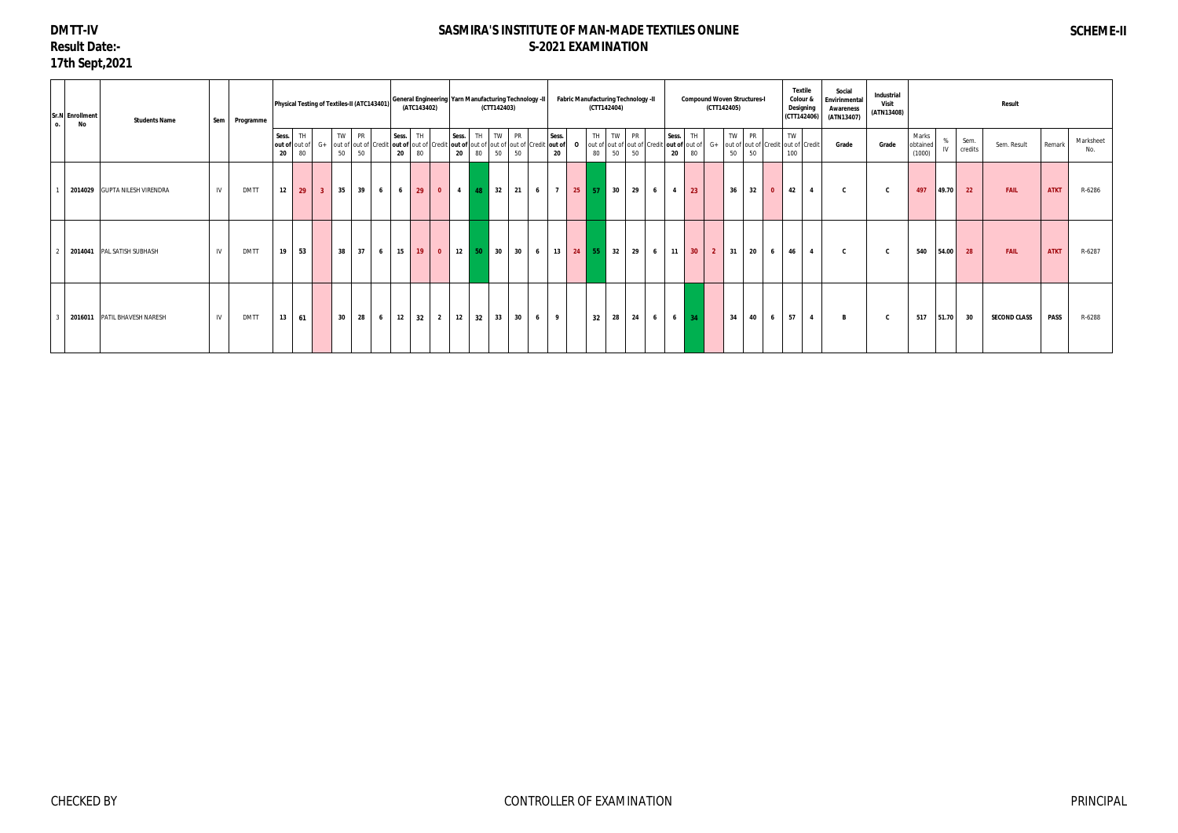**DMTT-IV**
**Result Date:-**
**17th Sept,2021**

# SASMIRA'S INSTITUTE OF MAN-MADE TEXTILES ONLINE
## S-2021 EXAMINATION

**SCHEME-II**

| Sr.No. | Enrollment No | Students Name | Sem | Programme | Physical Testing of Textiles-II (ATC143401) | | | | | | General Engineering (ATC143402) | | | Yarn Manufacturing Technology -II (CTT142403) | | | | | Fabric Manufacturing Technology -II (CTT142404) | | | | | | Compound Woven Structures-I (CTT142405) | | | | | | Textile Colour & Designing (CTT142406) | | Social Envirinmental Awareness (ATN13407) | Industrial Visit (ATN13408) | Result | | | | | |
|---|---|---|---|---|---|---|---|---|---|---|---|---|---|---|---|---|---|---|---|---|---|---|---|---|---|---|---|---|---|---|---|---|---|---|---|---|---|---|---|---|
| | | | | | Sess. out of 20 | TH out of 80 | G+ | TW out of 50 | PR out of 50 | Credit | Sess. out of 20 | TH out of 80 | Credit | Sess. out of 20 | TH out of 80 | TW out of 50 | PR out of 50 | Credit | Sess. out of 20 | O | TH out of 80 | TW out of 50 | PR out of 50 | Credit | Sess. out of 20 | TH out of 80 | G+ | TW out of 50 | PR out of 50 | Credit | TW out of 100 | Credit | Grade | Grade | Marks obtained (1000) | % IV | Sem. credits | Sem. Result | Remark | Marksheet No. |
| 1 | 2014029 | GUPTA NILESH VIRENDRA | IV | DMTT | 12 | 29 | 3 | 35 | 39 | 6 | 6 | 29 | 0 | 4 | 48 | 32 | 21 | 6 | 7 | 25 | 57 | 30 | 29 | 6 | 4 | 23 | | 36 | 32 | 0 | 42 | 4 | C | C | 497 | 49.70 | 22 | FAIL | ATKT | R-6286 |
| 2 | 2014041 | PAL SATISH SUBHASH | IV | DMTT | 19 | 53 | | 38 | 37 | 6 | 15 | 19 | 0 | 12 | 50 | 30 | 30 | 6 | 13 | 24 | 55 | 32 | 29 | 6 | 11 | 30 | 2 | 31 | 20 | 6 | 46 | 4 | C | C | 540 | 54.00 | 28 | FAIL | ATKT | R-6287 |
| 3 | 2016011 | PATIL BHAVESH NARESH | IV | DMTT | 13 | 61 | | 30 | 28 | 6 | 12 | 32 | 2 | 12 | 32 | 33 | 30 | 6 | 9 | | 32 | 28 | 24 | 6 | 6 | 34 | | 34 | 40 | 6 | 57 | 4 | B | C | 517 | 51.70 | 30 | SECOND CLASS | PASS | R-6288 |

CHECKED BY    CONTROLLER OF EXAMINATION    PRINCIPAL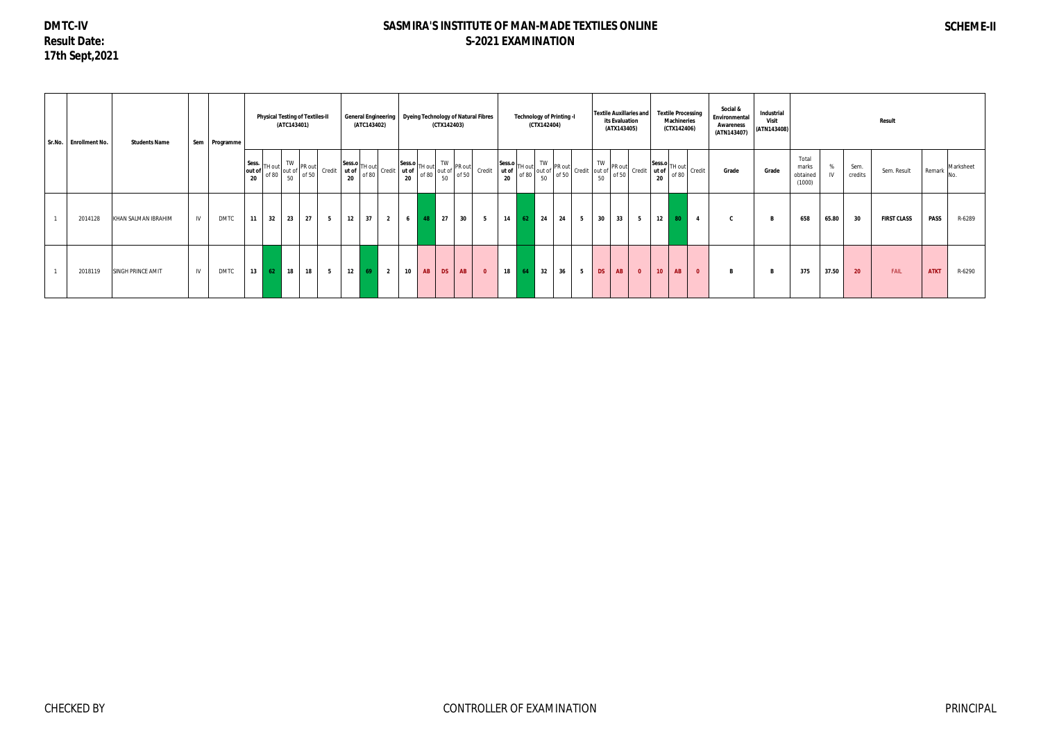DMTC-IV
Result Date:
17th Sept,2021

# SASMIRA'S INSTITUTE OF MAN-MADE TEXTILES ONLINE
## S-2021 EXAMINATION

SCHEME-II

| Sr.No. | Enrollment No. | Students Name | Sem | Programme | Physical Testing of Textiles-II (ATC143401) | | | | | General Engineering (ATC143402) | | | Dyeing Technology of Natural Fibres (CTX142403) | | | | | Technology of Printing -I (CTX142404) | | | | | Textile Auxillaries and its Evaluation (ATX143405) | | | Textile Processing Machineries (CTX142406) | | | Social & Environmental Awareness (ATN143407) | Industrial Visit (ATN143408) | Result | | | | | |
|---|---|---|---|---|---|---|---|---|---|---|---|---|---|---|---|---|---|---|---|---|---|---|---|---|---|---|---|---|---|---|---|---|---|---|---|---|
| | | | | | Sess. out of 20 | TH out of 80 | TW out of 50 | PR out of 50 | Credit | Sess.out of 20 | TH out of 80 | Credit | Sess.out of 20 | TH out of 80 | TW out of 50 | PR out of 50 | Credit | Sess.out of 20 | TH out of 80 | TW out of 50 | PR out of 50 | Credit | TW out of 50 | PR out of 50 | Credit | Sess.out of 20 | TH out of 80 | Credit | Grade | Grade | Total marks obtained (1000) | % IV | Sem. credits | Sem. Result | Remark | Marksheet No. |
| 1 | 2014128 | KHAN SALMAN IBRAHIM | IV | DMTC | 11 | 32 | 23 | 27 | 5 | 12 | 37 | 2 | 6 | 48 | 27 | 30 | 5 | 14 | 62 | 24 | 24 | 5 | 30 | 33 | 5 | 12 | 80 | 4 | C | B | 658 | 65.80 | 30 | FIRST CLASS | PASS | R-6289 |
| 1 | 2018119 | SINGH PRINCE AMIT | IV | DMTC | 13 | 62 | 18 | 18 | 5 | 12 | 69 | 2 | 10 | AB | DS | AB | 0 | 18 | 64 | 32 | 36 | 5 | DS | AB | 0 | 10 | AB | 0 | B | B | 375 | 37.50 | 20 | FAIL | ATKT | R-6290 |

CHECKED BY | CONTROLLER OF EXAMINATION | PRINCIPAL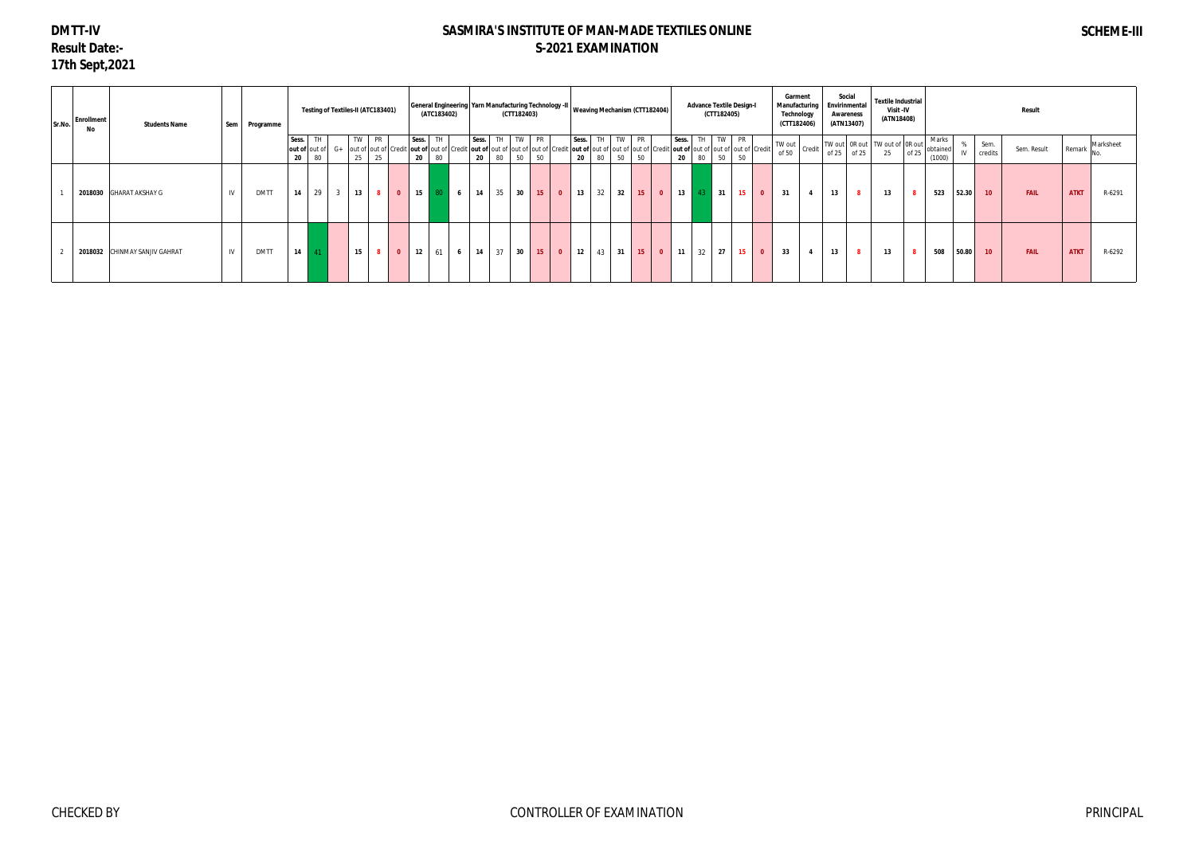# SASMIRA'S INSTITUTE OF MAN-MADE TEXTILES ONLINE
## S-2021 EXAMINATION

**DMTT-IV**
**Result Date:- 17th Sept,2021**

**SCHEME-III**

| Sr.No. | Enrollment No | Students Name | Sem | Programme | Testing of Textiles-II (ATC183401) | | | | | | General Engineering (ATC183402) | | | Yarn Manufacturing Technology -II (CTT182403) | | | | | Weaving Mechanism (CTT182404) | | | | | Advance Textile Design-I (CTT182405) | | | | | Garment Manufacturing Technology (CTT182406) | | Social Envirinmental Awareness (ATN13407) | | Textile Industrial Visit -IV (ATN18408) | | Result | | | | | | |
|---|---|---|---|---|---|---|---|---|---|---|---|---|---|---|---|---|---|---|---|---|---|---|---|---|---|---|---|---|---|---|---|---|---|---|---|---|---|---|---|---|
| | | | | | Sess. out of 20 | TH out of 80 | G+ | TW out of 25 | PR out of 25 | Credit | Sess. out of 20 | TH out of 80 | Credit | Sess. out of 20 | TH out of 80 | TW out of 50 | PR out of 50 | Credit | Sess. out of 20 | TH out of 80 | TW out of 50 | PR out of 50 | Credit | Sess. out of 20 | TH out of 80 | TW out of 50 | PR out of 50 | Credit | TW out of 50 | Credit | TW out of 25 | OR out of 25 | TW out of 25 | OR out of 25 | Marks obtained (1000) | % IV | Sem. credits | Sem. Result | Remark | Marksheet No. |
| 1 | 2018030 | GHARAT AKSHAY G | IV | DMTT | 14 | 29 | 3 | 13 | 8 | 0 | 15 | 80 | 6 | 14 | 35 | 30 | 15 | 0 | 13 | 32 | 32 | 15 | 0 | 13 | 43 | 31 | 15 | 0 | 31 | 4 | 13 | 8 | 13 | 8 | 523 | 52.30 | 10 | FAIL | ATKT | R-6291 |
| 2 | 2018032 | CHINMAY SANJIV GAHRAT | IV | DMTT | 14 | 41 | | 15 | 8 | 0 | 12 | 61 | 6 | 14 | 37 | 30 | 15 | 0 | 12 | 43 | 31 | 15 | 0 | 11 | 32 | 27 | 15 | 0 | 33 | 4 | 13 | 8 | 13 | 8 | 508 | 50.80 | 10 | FAIL | ATKT | R-6292 |

CHECKED BY | CONTROLLER OF EXAMINATION | PRINCIPAL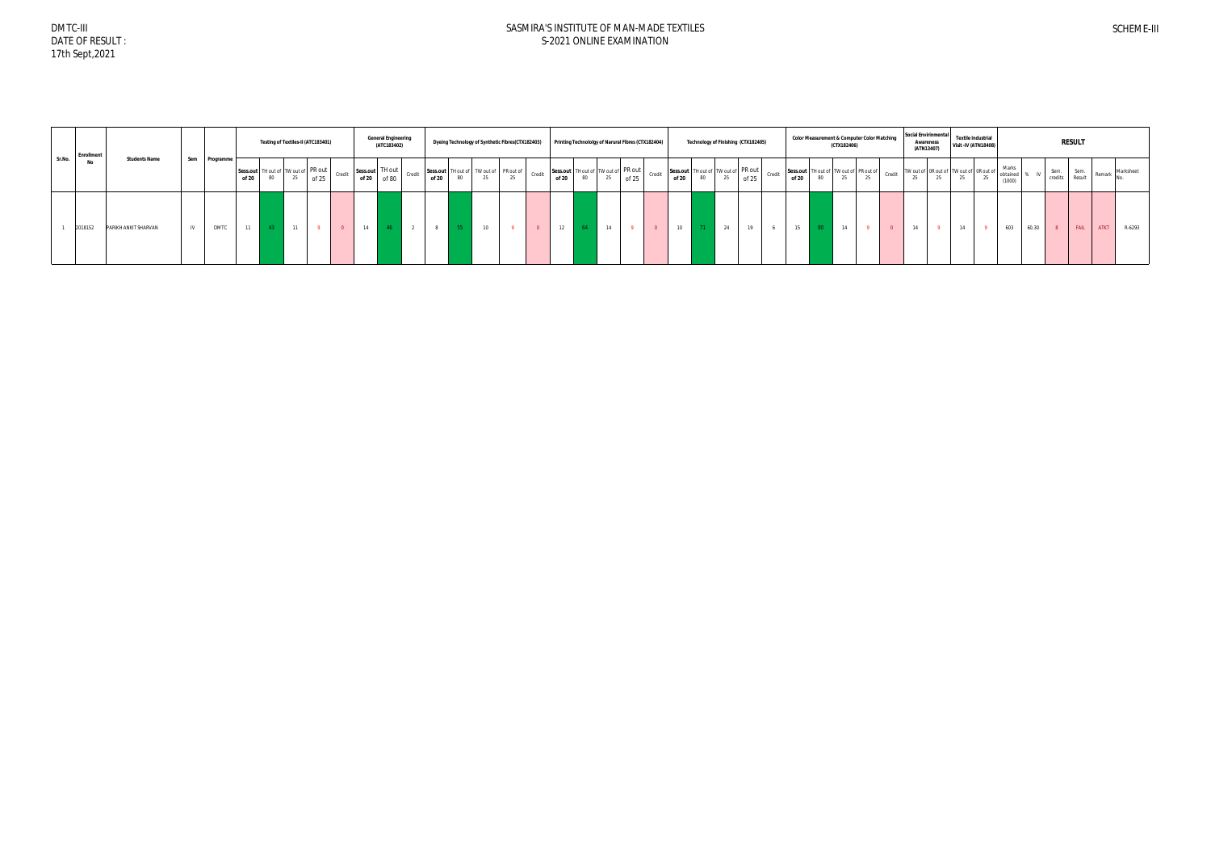DMTC-III
DATE OF RESULT :
17th Sept,2021

# SASMIRA'S INSTITUTE OF MAN-MADE TEXTILES
## S-2021 ONLINE EXAMINATION

SCHEME-III

| Sr.No. | Enrollment No | Students Name | Sem | Programme | Testing of Textiles-II (ATC183401) | | | | | General Engineering (ATC183402) | | | Dyeing Technology of Synthetic Fibres(CTX182403) | | | | | Printing Technolology of Narural Fibres (CTX182404) | | | | | Technology of Finishing (CTX182405) | | | | | Color Measurement & Computer Color Matching (CTX182406) | | | | | Social Envirinmental Awareness (ATN13407) | | Textile Industrial Visit -IV (ATN18408) | | RESULT | | | | | | |
|---|---|---|---|---|---|---|---|---|---|---|---|---|---|---|---|---|---|---|---|---|---|---|---|---|---|---|---|---|---|---|---|---|---|---|---|---|---|---|---|---|---|---|
| | | | | | Sess.out of 20 | TH out of 80 | TW out of 25 | PR out of 25 | Credit | Sess.out of 20 | TH out of 80 | Credit | Sess.out of 20 | TH out of 80 | TW out of 25 | PR out of 25 | Credit | Sess.out of 20 | TH out of 80 | TW out of 25 | PR out of 25 | Credit | Sess.out of 20 | TH out of 80 | TW out of 25 | PR out of 25 | Credit | Sess.out of 20 | TH out of 80 | TW out of 25 | PR out of 25 | Credit | TW out of 25 | OR out of 25 | TW out of 25 | OR out of 25 | Marks obtained (1000) | % IV | Sem. credits | Sem. Result | Remark | Marksheet No. |
| 1 | 2018152 | PARIKH ANIOT SHARVAN | IV | DMTC | 11 | 43 | 11 | 9 | 0 | 14 | 46 | 2 | 8 | 55 | 10 | 9 | 0 | 12 | 64 | 14 | 9 | 0 | 10 | 71 | 24 | 19 | 6 | 15 | 80 | 14 | 9 | 0 | 14 | 9 | 14 | 9 | 603 | 60.30 | 8 | FAIL | ATKT | R-6293 |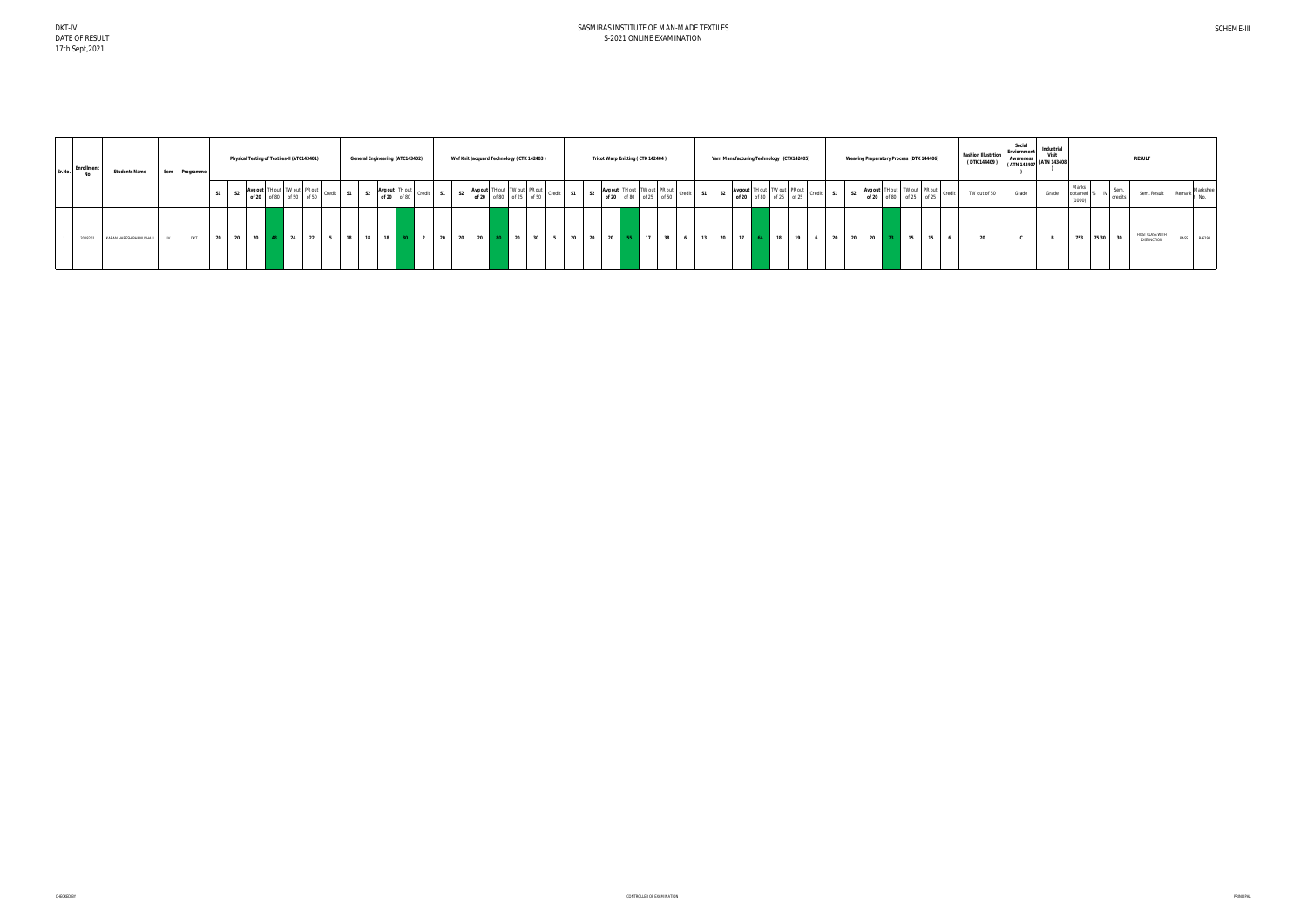DKT-IV
DATE OF RESULT :
17th Sept,2021

# SASMIRAS INSTITUTE OF MAN-MADE TEXTILES
## S-2021 ONLINE EXAMINATION

SCHEME-III

| Sr.No. | Enrollment No | Students Name | Sem | Programme | Physical Testing of Textiles-II (ATC143401) | | | | | | | General Engineering (ATC143402) | | | | | Wef Knit Jacquard Technology ( CTK 142403 ) | | | | | | | Tricot Warp Knitting ( CTK 142404 ) | | | | | | | Yarn Manufacturing Technology (CTX142405) | | | | | | | Weaving Preparatory Process (DTK 144406) | | | | | | | Fashion Illustrtion ( DTK 144409 ) | Social Environment Awareness ( ATN 143407 ) | Industrial Visit ( ATN 143408 ) | RESULT | | | | | | |
|---|---|---|---|---|---|---|---|---|---|---|---|---|---|---|---|---|---|---|---|---|---|---|---|---|---|---|---|---|---|---|---|---|---|---|---|---|---|---|---|---|---|---|---|---|---|---|---|---|---|---|---|---|---|---|---|---|---|---|
| | | | | | S1 | S2 | Avg out of 20 | TH out of 80 | TW out of 50 | PR out of 50 | Credit | S1 | S2 | Avg out of 20 | TH out of 80 | Credit | S1 | S2 | Avg out of 20 | TH out of 80 | TW out of 25 | PR out of 50 | Credit | S1 | S2 | Avg out of 20 | TH out of 80 | TW out of 25 | PR out of 50 | Credit | S1 | S2 | Avg out of 20 | TH out of 80 | TW out of 25 | PR out of 25 | Credit | S1 | S2 | Avg out of 20 | TH out of 80 | TW out of 25 | PR out of 25 | Credit | TW out of 50 | Grade | Grade | Marks obtained (1000) | % | IV | Sem. credits | Sem. Result | Remark | Marksheet No. |
| 1 | 2016201 | KARAN HARESH BHANUSHALI | III | DKT | 20 | 20 | 20 | 48 | 24 | 22 | 5 | 18 | 18 | 18 | 80 | 2 | 20 | 20 | 20 | 80 | 20 | 30 | 5 | 20 | 20 | 20 | 55 | 17 | 38 | 6 | 13 | 20 | 17 | 64 | 18 | 19 | 6 | 20 | 20 | 20 | 73 | 15 | 15 | 6 | 20 | C | B | 753 | 75.30 | | 30 | FIRST CLASS WITH DISTINCTION | PASS | R-6234 |

CHECKED BY

CONTROLLER OF EXAMINATION

PRINCIPAL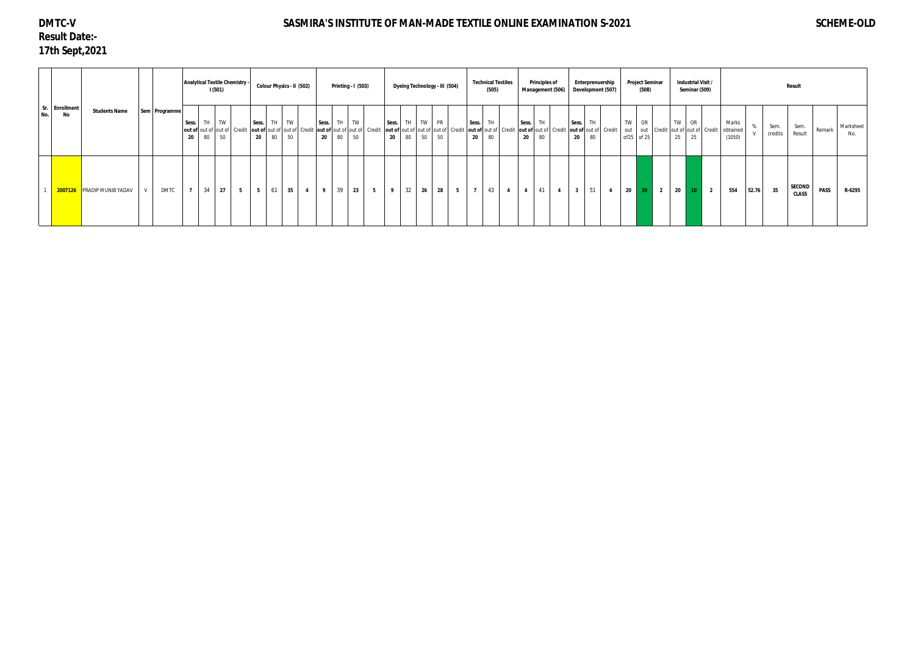**DMTC-V**

**SASMIRA'S INSTITUTE OF MAN-MADE TEXTILE ONLINE EXAMINATION S-2021**

**SCHEME-OLD**

**Result Date:-**
**17th Sept,2021**

| Sr. No. | Enrollment No | Students Name | Sem | Programme | Analytical Textile Chemistry - I (501) | | | | Colour Physics - II (502) | | | | Printing - I (503) | | | | Dyeing Technology - III (504) | | | | | Technical Textiles (505) | | | Principles of Management (506) | | | Enterprenuership Development (507) | | | Project Seminar (508) | | | Industrial Visit / Seminar (509) | | | Result | | | | | |
|---|---|---|---|---|---|---|---|---|---|---|---|---|---|---|---|---|---|---|---|---|---|---|---|---|---|---|---|---|---|---|---|---|---|---|---|---|---|---|---|---|---|
| | | | | | Sess. out of 20 | TH out of 80 | TW out of 50 | Credit | Sess. out of 20 | TH out of 80 | TW out of 50 | Credit | Sess. out of 20 | TH out of 80 | TW out of 50 | Credit | Sess. out of 20 | TH out of 80 | TW out of 50 | PR out of 50 | Credit | Sess. out of 20 | TH out of 80 | Credit | Sess. out of 20 | TH out of 80 | Credit | Sess. out of 20 | TH out of 80 | Credit | TW out of25 | OR out of 25 | Credit | TW out of 25 | OR out of 25 | Credit | Marks obtained (1050) | % V | Sem. credits | Sem. Result | Remark | Marksheet No. |
| 1 | 2007126 | PRADIP MUNIB YADAV | V | DMTC | 7 | 34 | 27 | 5 | 5 | 61 | 35 | 4 | 9 | 39 | 23 | 5 | 9 | 32 | 26 | 28 | 5 | 7 | 43 | 4 | 4 | 41 | 4 | 3 | 51 | 4 | 20 | 20 | 2 | 20 | 10 | 2 | 554 | 52.76 | 35 | SECOND CLASS | PASS | R-6295 |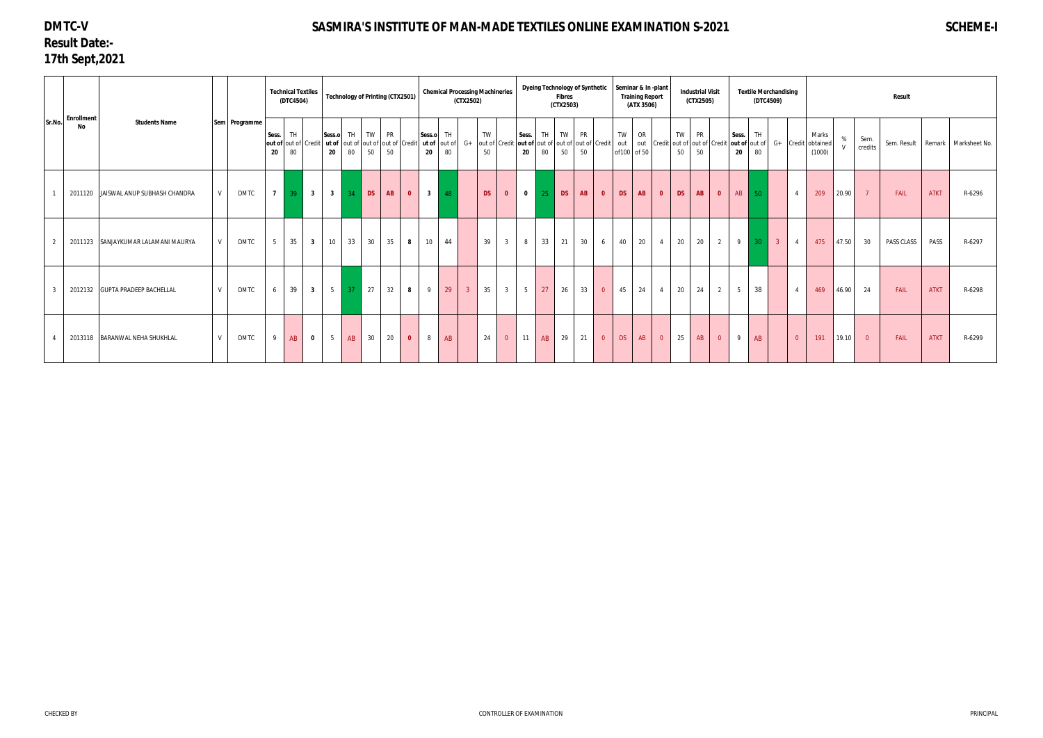**DMTC-V**

**Result Date:- 17th Sept,2021**

# SASMIRA'S INSTITUTE OF MAN-MADE TEXTILES ONLINE EXAMINATION S-2021

**SCHEME-I**

| Sr.No. | Enrollment No | Students Name | Sem | Programme | Technical Textiles (DTC4504) | | | Technology of Printing (CTX2501) | | | | | Chemical Processing Machineries (CTX2502) | | | | | Dyeing Technology of Synthetic Fibres (CTX2503) | | | | | Seminar & In -plant Training Report (ATX 3506) | | | Industrial Visit (CTX2505) | | | Textile Merchandising (DTC4509) | | | | Result | | | | | |
|---|---|---|---|---|---|---|---|---|---|---|---|---|---|---|---|---|---|---|---|---|---|---|---|---|---|---|---|---|---|---|---|---|---|---|---|---|---|---|
| | | | | | Sess. out of 20 | TH out of 80 | Credit | Sess.out of 20 | TH out of 80 | TW out of 50 | PR out of 50 | Credit | Sess.out of 20 | TH out of 80 | G+ | TW out of 50 | Credit | Sess. out of 20 | TH out of 80 | TW out of 50 | PR out of 50 | Credit | TW out of100 | OR out of 50 | Credit | TW out of 50 | PR out of 50 | Credit | Sess. out of 20 | TH out of 80 | G+ | Credit | Marks obtained (1000) | % | Sem. credits | Sem. Result | Remark | Marksheet No. |
| 1 | 2011120 | JAISWAL ANUP SUBHASH CHANDRA | V | DMTC | 7 | 39 | 3 | 3 | 34 | DS | AB | 0 | 3 | 48 | | DS | 0 | 0 | 25 | DS | AB | 0 | DS | AB | 0 | DS | AB | 0 | AB | 50 | | 4 | 209 | 20.90 | 7 | FAIL | ATKT | R-6296 |
| 2 | 2011123 | SANJAYKUMAR LALAMANI MAURYA | V | DMTC | 5 | 35 | 3 | 10 | 33 | 30 | 35 | 8 | 10 | 44 | | 39 | 3 | 8 | 33 | 21 | 30 | 6 | 40 | 20 | 4 | 20 | 20 | 2 | 9 | 30 | 3 | 4 | 475 | 47.50 | 30 | PASS CLASS | PASS | R-6297 |
| 3 | 2012132 | GUPTA PRADEEP BACHELLAL | V | DMTC | 6 | 39 | 3 | 5 | 37 | 27 | 32 | 8 | 9 | 29 | 3 | 35 | 3 | 5 | 27 | 26 | 33 | 0 | 45 | 24 | 4 | 20 | 24 | 2 | 5 | 38 | | 4 | 469 | 46.90 | 24 | FAIL | ATKT | R-6298 |
| 4 | 2013118 | BARANWAL NEHA SHUKHLAL | V | DMTC | 9 | AB | 0 | 5 | AB | 30 | 20 | 0 | 8 | AB | | 24 | 0 | 11 | AB | 29 | 21 | 0 | DS | AB | 0 | 25 | AB | 0 | 9 | AB | | 0 | 191 | 19.10 | 0 | FAIL | ATKT | R-6299 |

CHECKED BY

CONTROLLER OF EXAMINATION

PRINCIPAL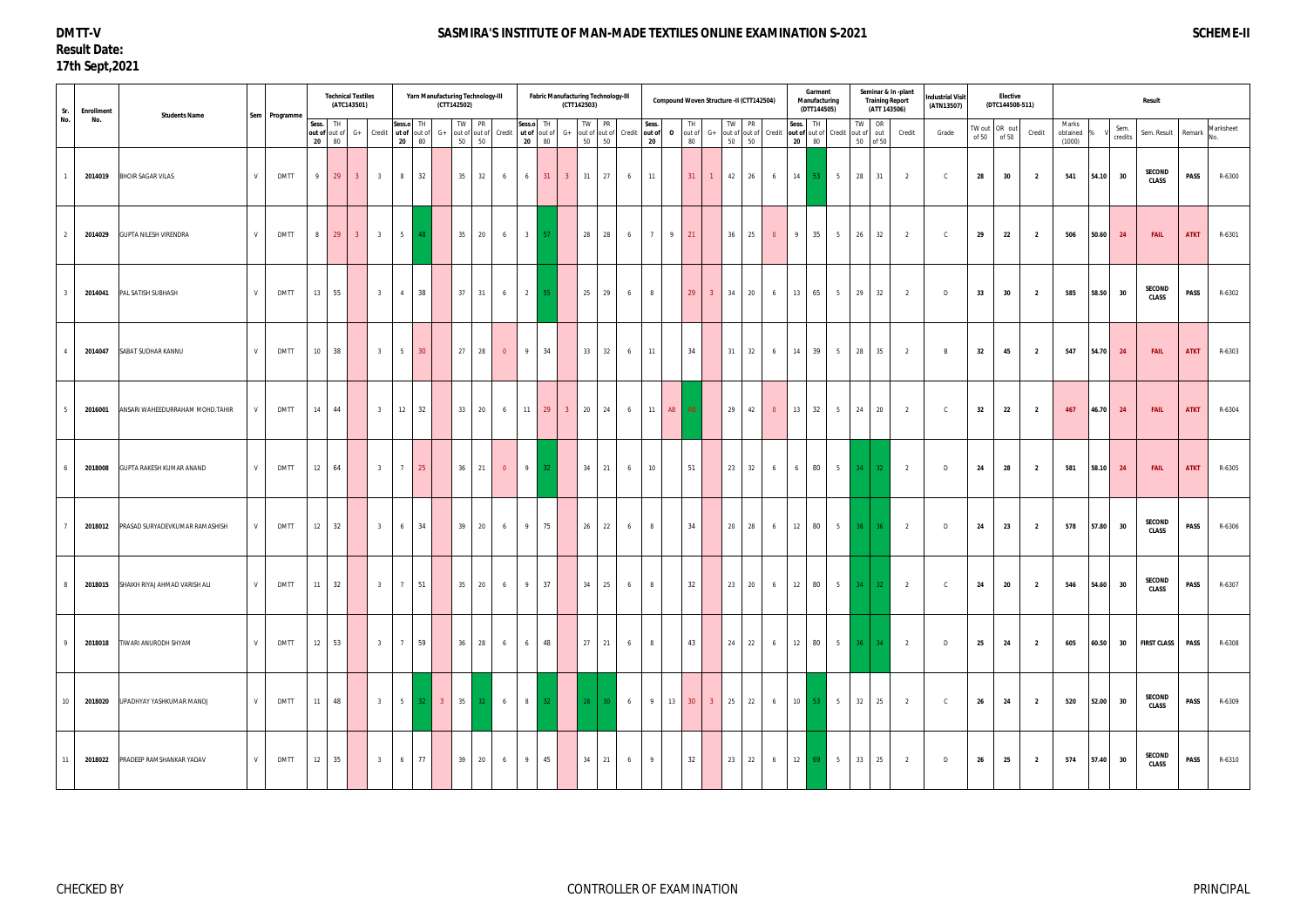**DMTT-V**
**Result Date:**
**17th Sept,2021**

# SASMIRA'S INSTITUTE OF MAN-MADE TEXTILES ONLINE EXAMINATION S-2021

**SCHEME-II**

| Sr. No. | Enrollment No. | Students Name | Sem | Programme | Technical Textiles (ATC143501) | | | | Yarn Manufacturing Technology-III (CTT142502) | | | | | | Fabric Manufacturing Technology-III (CTT142503) | | | | | | Compound Woven Structure -II (CTT142504) | | | | | | | Garment Manufacturing (DTT144505) | | | Seminar & In -plant Training Report (ATT 143506) | | | Industrial Visit (ATN13507) | Elective (DTC144508-511) | | | Result | | | | | |
|---|---|---|---|---|---|---|---|---|---|---|---|---|---|---|---|---|---|---|---|---|---|---|---|---|---|---|---|---|---|---|---|---|---|---|---|---|---|---|---|---|---|---|---|
| | | | | | Sess. out of 20 | TH out of 80 | G+ | Credit | Sess.out of 20 | TH out of 80 | G+ | TW out of 50 | PR out of 50 | Credit | Sess.out of 20 | TH out of 80 | G+ | TW out of 50 | PR out of 50 | Credit | Sess. out of 20 | O | TH out of 80 | G+ | TW out of 50 | PR out of 50 | Credit | Sess. out of 20 | TH out of 80 | Credit | TW out of 50 | OR out of 50 | Credit | Grade | TW out of 50 | OR out of 50 | Credit | Marks obtained (1000) | % | Sem. credits | Sem. Result | Remark | Marksheet No. |
| 1 | 2014019 | BHOIR SAGAR VILAS | V | DMTT | 9 | 29 | 3 | 3 | 8 | 32 | | 35 | 32 | 6 | 6 | 31 | 3 | 31 | 27 | 6 | 11 | | 31 | 1 | 42 | 26 | 6 | 14 | 53 | 5 | 28 | 31 | 2 | C | 28 | 30 | 2 | 541 | 54.10 | 30 | SECOND CLASS | PASS | R-6300 |
| 2 | 2014029 | GUPTA NILESH VIRENDRA | V | DMTT | 8 | 29 | 3 | 3 | 5 | 48 | | 35 | 20 | 6 | 3 | 57 | | 28 | 28 | 6 | 7 | 9 | 21 | | 36 | 25 | 0 | 9 | 35 | 5 | 26 | 32 | 2 | C | 29 | 22 | 2 | 506 | 50.60 | 24 | FAIL | ATKT | R-6301 |
| 3 | 2014041 | PAL SATISH SUBHASH | V | DMTT | 13 | 55 | | 3 | 4 | 38 | | 37 | 31 | 6 | 2 | 55 | | 25 | 29 | 6 | 8 | | 29 | 3 | 34 | 20 | 6 | 13 | 65 | 5 | 29 | 32 | 2 | D | 33 | 30 | 2 | 585 | 58.50 | 30 | SECOND CLASS | PASS | R-6302 |
| 4 | 2014047 | SABAT SUDHAR KANNU | V | DMTT | 10 | 38 | | 3 | 5 | 30 | | 27 | 28 | 0 | 9 | 34 | | 33 | 32 | 6 | 11 | | 34 | | 31 | 32 | 6 | 14 | 39 | 5 | 28 | 35 | 2 | B | 32 | 45 | 2 | 547 | 54.70 | 24 | FAIL | ATKT | R-6303 |
| 5 | 2016001 | ANSARI WAHEEDURRAHAM MOHD.TAHIR | V | DMTT | 14 | 44 | | 3 | 12 | 32 | | 33 | 20 | 6 | 11 | 29 | 3 | 20 | 24 | 6 | 11 | AB | Ab | | 29 | 42 | 0 | 13 | 32 | 5 | 24 | 20 | 2 | C | 32 | 22 | 2 | 467 | 46.70 | 24 | FAIL | ATKT | R-6304 |
| 6 | 2018008 | GUPTA RAKESH KUMAR ANAND | V | DMTT | 12 | 64 | | 3 | 7 | 25 | | 36 | 21 | 0 | 9 | 32 | | 34 | 21 | 6 | 10 | | 51 | | 23 | 32 | 6 | 6 | 80 | 5 | 34 | 32 | 2 | D | 24 | 28 | 2 | 581 | 58.10 | 24 | FAIL | ATKT | R-6305 |
| 7 | 2018012 | PRASAD SURYADEVKUMAR RAMASHISH | V | DMTT | 12 | 32 | | 3 | 6 | 34 | | 39 | 20 | 6 | 9 | 75 | | 26 | 22 | 6 | 8 | | 34 | | 20 | 28 | 6 | 12 | 80 | 5 | 38 | 36 | 2 | D | 24 | 23 | 2 | 578 | 57.80 | 30 | SECOND CLASS | PASS | R-6306 |
| 8 | 2018015 | SHAIKH RIYAJ AHMAD VARISH ALI | V | DMTT | 11 | 32 | | 3 | 7 | 51 | | 35 | 20 | 6 | 9 | 37 | | 34 | 25 | 6 | 8 | | 32 | | 23 | 20 | 6 | 12 | 80 | 5 | 34 | 32 | 2 | C | 24 | 20 | 2 | 546 | 54.60 | 30 | SECOND CLASS | PASS | R-6307 |
| 9 | 2018018 | TIWARI ANURODH SHYAM | V | DMTT | 12 | 53 | | 3 | 7 | 59 | | 36 | 28 | 6 | 6 | 48 | | 27 | 21 | 6 | 8 | | 43 | | 24 | 22 | 6 | 12 | 80 | 5 | 36 | 34 | 2 | D | 25 | 24 | 2 | 605 | 60.50 | 30 | FIRST CLASS | PASS | R-6308 |
| 10 | 2018020 | UPADHYAY YASHKUMAR MANOJ | V | DMTT | 11 | 48 | | 3 | 5 | 32 | 3 | 35 | 32 | 6 | 8 | 32 | | 28 | 30 | 6 | 9 | 13 | 30 | 3 | 25 | 22 | 6 | 10 | 53 | 5 | 32 | 25 | 2 | C | 26 | 24 | 2 | 520 | 52.00 | 30 | SECOND CLASS | PASS | R-6309 |
| 11 | 2018022 | PRADEEP RAMSHANKAR YADAV | V | DMTT | 12 | 35 | | 3 | 6 | 77 | | 39 | 20 | 6 | 9 | 45 | | 34 | 21 | 6 | 9 | | 32 | | 23 | 22 | 6 | 12 | 69 | 5 | 33 | 25 | 2 | D | 26 | 25 | 2 | 574 | 57.40 | 30 | SECOND CLASS | PASS | R-6310 |

CHECKED BY | CONTROLLER OF EXAMINATION | PRINCIPAL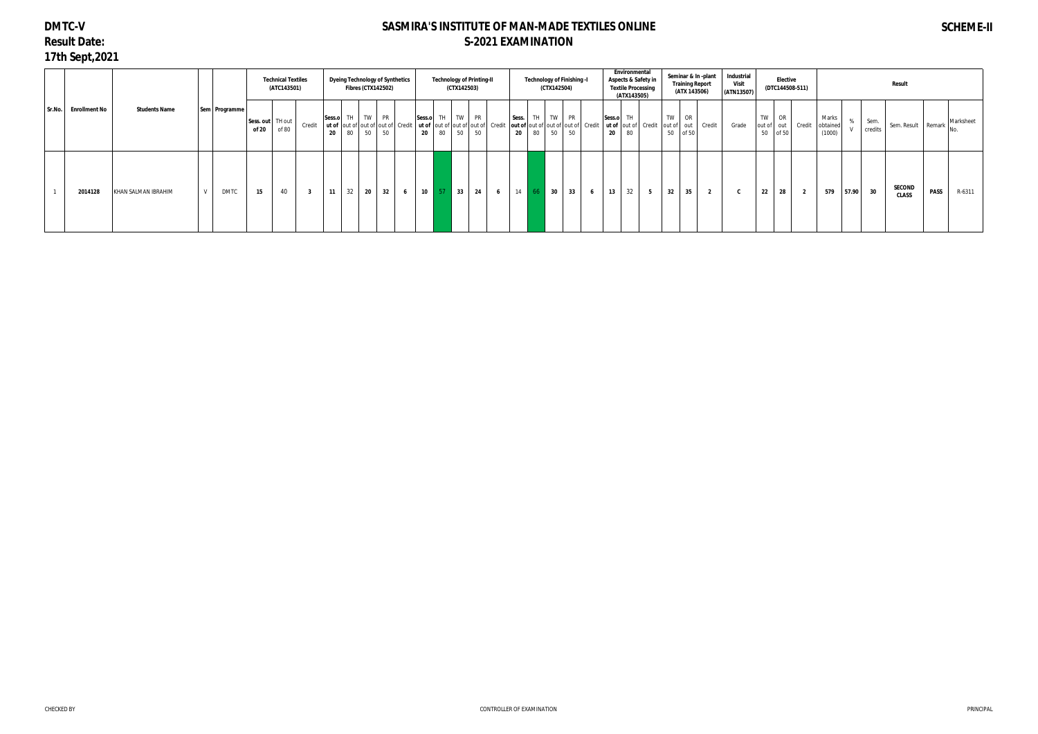# DMTC-V

**Result Date:**
**17th Sept,2021**

## SASMIRA'S INSTITUTE OF MAN-MADE TEXTILES ONLINE
## S-2021 EXAMINATION

**SCHEME-II**

| Sr.No. | Enrollment No | Students Name | Sem | Programme | Technical Textiles (ATC143501) | | | Dyeing Technology of Synthetics Fibres (CTX142502) | | | | | Technology of Printing-II (CTX142503) | | | | | Technology of Finishing -I (CTX142504) | | | | | Environmental Aspects & Safety in Textile Processing (ATX143505) | | | Seminar & In -plant Training Report (ATX 143506) | | | Industrial Visit (ATN13507) | Elective (DTC144508-511) | | | Result | | | | | | |
|---|---|---|---|---|---|---|---|---|---|---|---|---|---|---|---|---|---|---|---|---|---|---|---|---|---|---|---|---|---|---|---|---|---|---|---|---|---|---|
| | | | | | Sess. out of 20 | TH out of 80 | Credit | Sess.out of 20 | TH out of 80 | TW out of 50 | PR out of 50 | Credit | Sess.out of 20 | TH out of 80 | TW out of 50 | PR out of 50 | Credit | Sess. out of 20 | TH out of 80 | TW out of 50 | PR out of 50 | Credit | Sess.out of 20 | TH out of 80 | Credit | TW out of 50 | OR out of 50 | Credit | Grade | TW out of 50 | OR out of 50 | Credit | Marks obtained (1000) | % | Sem. credits | Sem. Result | Remark | Marksheet No. |
| 1 | 2014128 | KHAN SALMAN IBRAHIM | V | DMTC | 15 | 40 | 3 | 11 | 32 | 20 | 32 | 6 | 10 | 57 | 33 | 24 | 6 | 14 | 66 | 30 | 33 | 6 | 13 | 32 | 5 | 32 | 35 | 2 | C | 22 | 28 | 2 | 579 | 57.90 | 30 | SECOND CLASS | PASS | R-6311 |

CHECKED BY  CONTROLLER OF EXAMINATION  PRINCIPAL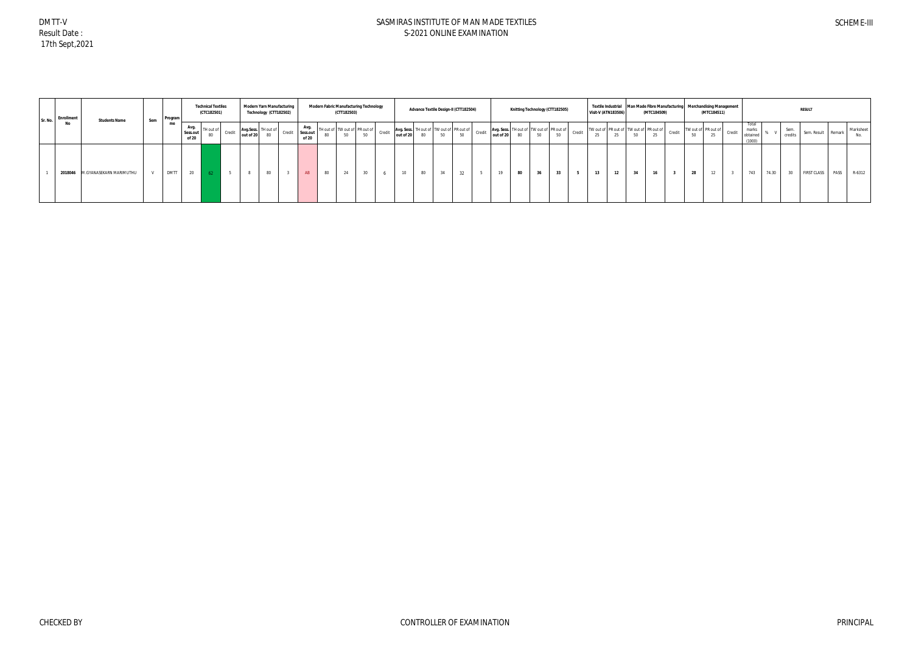DMTT-V
Result Date :
17th Sept,2021

# SASMIRAS INSTITUTE OF MAN MADE TEXTILES
## S-2021 ONLINE EXAMINATION

SCHEME-III

| Sr. No. | Enrollment No | Students Name | Sem | Programme | Technical Textiles (CTC182501) | | | Modern Yarn Manufacturing Technology (CTT182502) | | | Modern Fabric Manufacturing Technology (CTT182503) | | | | | Advance Textile Design-II (CTT182504) | | | | | Knitting Technology (CTT182505) | | | | | Textile Industrial Visit-V (ATN183506) | | Man Made Fibre Manufacturing (MTC184509) | | | Merchandising Management (MTC184511) | | | RESULT | | | | | |
|---|---|---|---|---|---|---|---|---|---|---|---|---|---|---|---|---|---|---|---|---|---|---|---|---|---|---|---|---|---|---|---|---|---|---|---|---|---|---|---|
| | | | | | Avg. Sess.out of 20 | TH out of 80 | Credit | Avg.Sess. out of 20 | TH out of 80 | Credit | Avg. Sess.out of 20 | TH out of 80 | TW out of 50 | PR out of 50 | Credit | Avg. Sess. out of 20 | TH out of 80 | TW out of 50 | PR out of 50 | Credit | Avg. Sess. out of 20 | TH out of 80 | TW out of 50 | PR out of 50 | Credit | TW out of 25 | PR out of 25 | TW out of 50 | PR out of 25 | Credit | TW out of 50 | PR out of 25 | Credit | Total marks obtained (1000) | % V | Sem. credits | Sem. Result | Remark | Marksheet No. |
| 1 | 2018046 | M.GYANASEKARN MARIMUTHU | V | DMTT | 20 | 62 | 5 | 8 | 80 | 3 | AB | 80 | 24 | 30 | 6 | 10 | 80 | 34 | 32 | 5 | 19 | 80 | 36 | 33 | 5 | 13 | 12 | 34 | 16 | 3 | 28 | 12 | 3 | 743 | 74.30 | 30 | FIRST CLASS | PASS | R-6312 |

CHECKED BY | CONTROLLER OF EXAMINATION | PRINCIPAL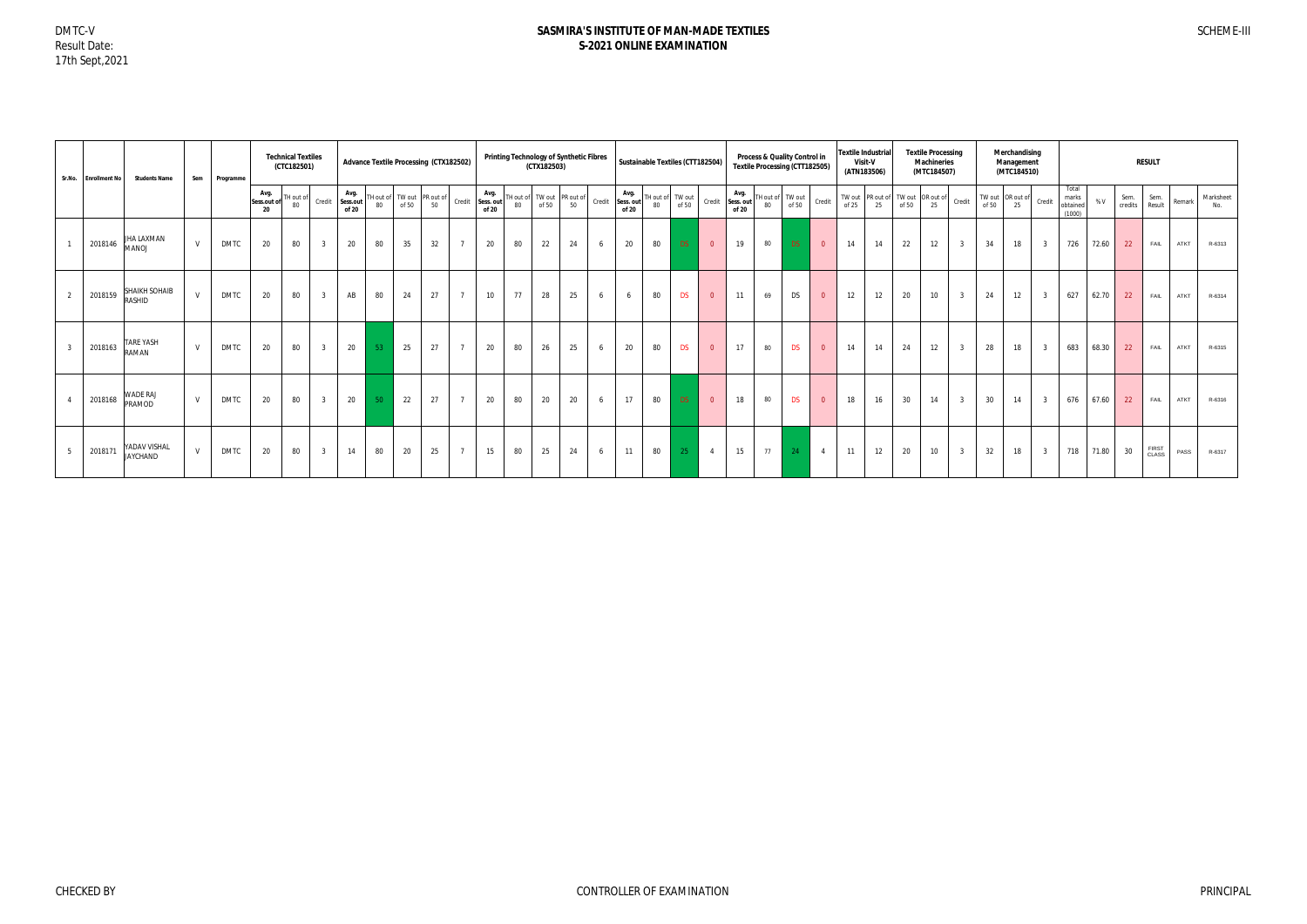DMTC-V
Result Date:
17th Sept,2021

# SASMIRA'S INSTITUTE OF MAN-MADE TEXTILES
## S-2021 ONLINE EXAMINATION

SCHEME-III

| Sr.No. | Enrollment No | Students Name | Sem | Programme | Technical Textiles (CTC182501) | | | Advance Textile Processing (CTX182502) | | | | | Printing Technology of Synthetic Fibres (CTX182503) | | | | | Sustainable Textiles (CTT182504) | | | | Process & Quality Control in Textile Processing (CTT182505) | | | | Textile Industrial Visit-V (ATN183506) | | Textile Processing Machineries (MTC184507) | | | Merchandising Management (MTC184510) | | | RESULT | | | | | | |
|---|---|---|---|---|---|---|---|---|---|---|---|---|---|---|---|---|---|---|---|---|---|---|---|---|---|---|---|---|---|---|---|---|---|---|---|---|---|---|
| | | | | | Avg. Sess.out of 20 | TH out of 80 | Credit | Avg. Sess.out of 20 | TH out of 80 | TW out of 50 | PR out of 50 | Credit | Avg. Sess. out of 20 | TH out of 80 | TW out of 50 | PR out of 50 | Credit | Avg. Sess. out of 20 | TH out of 80 | TW out of 50 | Credit | Avg. Sess. out of 20 | TH out of 80 | TW out of 50 | Credit | TW out of 25 | PR out of 25 | TW out of 50 | OR out of 25 | Credit | TW out of 50 | OR out of 25 | Credit | Total marks obtained (1000) | % V | Sem. credits | Sem. Result | Remark | Marksheet No. |
| 1 | 2018146 | JHA LAXMAN MANOJ | V | DMTC | 20 | 80 | 3 | 20 | 80 | 35 | 32 | 7 | 20 | 80 | 22 | 24 | 6 | 20 | 80 | DS | 0 | 19 | 80 | DS | 0 | 14 | 14 | 22 | 12 | 3 | 34 | 18 | 3 | 726 | 72.60 | 22 | FAIL | ATKT | R-6313 |
| 2 | 2018159 | SHAIKH SOHAIB RASHID | V | DMTC | 20 | 80 | 3 | AB | 80 | 24 | 27 | 7 | 10 | 77 | 28 | 25 | 6 | 6 | 80 | DS | 0 | 11 | 69 | DS | 0 | 12 | 12 | 20 | 10 | 3 | 24 | 12 | 3 | 627 | 62.70 | 22 | FAIL | ATKT | R-6314 |
| 3 | 2018163 | TARE YASH RAMAN | V | DMTC | 20 | 80 | 3 | 20 | 53 | 25 | 27 | 7 | 20 | 80 | 26 | 25 | 6 | 20 | 80 | DS | 0 | 17 | 80 | DS | 0 | 14 | 14 | 24 | 12 | 3 | 28 | 18 | 3 | 683 | 68.30 | 22 | FAIL | ATKT | R-6315 |
| 4 | 2018168 | WADE RAJ PRAMOD | V | DMTC | 20 | 80 | 3 | 20 | 50 | 22 | 27 | 7 | 20 | 80 | 20 | 20 | 6 | 17 | 80 | DS | 0 | 18 | 80 | DS | 0 | 18 | 16 | 30 | 14 | 3 | 30 | 14 | 3 | 676 | 67.60 | 22 | FAIL | ATKT | R-6316 |
| 5 | 2018171 | YADAV VISHAL JAYCHAND | V | DMTC | 20 | 80 | 3 | 14 | 80 | 20 | 25 | 7 | 15 | 80 | 25 | 24 | 6 | 11 | 80 | 25 | 4 | 15 | 77 | 24 | 4 | 11 | 12 | 20 | 10 | 3 | 32 | 18 | 3 | 718 | 71.80 | 30 | FIRST CLASS | PASS | R-6317 |

CHECKED BY — CONTROLLER OF EXAMINATION — PRINCIPAL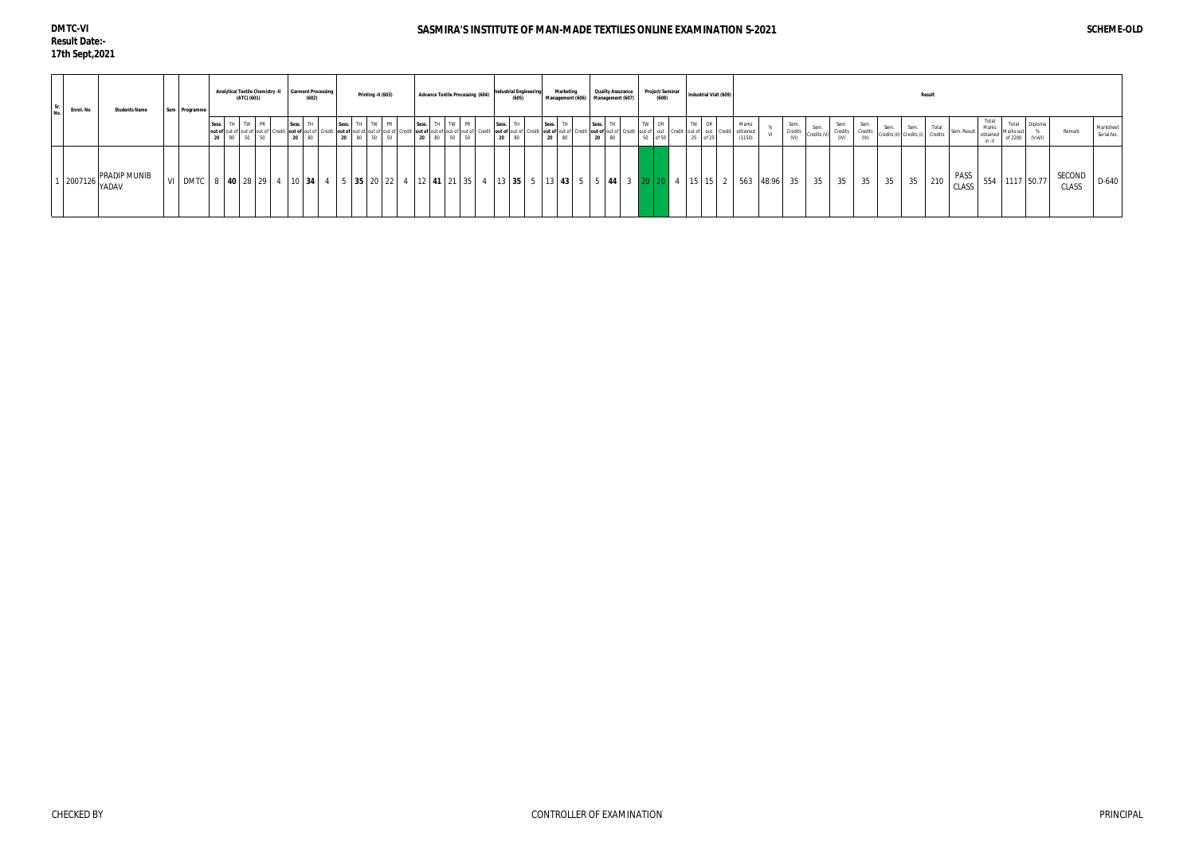DMTC-VI
Result Date:-
17th Sept,2021

# SASMIRA'S INSTITUTE OF MAN-MADE TEXTILES ONLINE EXAMINATION S-2021

SCHEME-OLD

| Sr. No. | Enrol. No | Students Name | Sem | Programme | Analytical Textile Chemistry -II (ATC) (601) | | | | | Garment Processing (602) | | | Printing -II (603) | | | | | Advance Textile Processing (604) | | | | | Industrial Engineering (605) | | | Marketing Management (606) | | | Quality Assurance Management (607) | | | Project/Seminar (608) | | | Industrial Visit (609) | | | Result | | | | | | | | | | | | | | | Remark | Marksheet Serial.No. |
|---|---|---|---|---|---|---|---|---|---|---|---|---|---|---|---|---|---|---|---|---|---|---|---|---|---|---|---|---|---|---|---|---|---|---|---|---|---|---|---|---|---|---|---|---|---|---|---|---|---|---|---|---|---|
| | | | | | Sess. out of 20 | TH out of 80 | TW out of 50 | PR out of 50 | Credit | Sess. out of 20 | TH out of 80 | Credit | Sess. out of 20 | TH out of 80 | TW out of 50 | PR out of 50 | Credit | Sess. out of 20 | TH out of 80 | TW out of 50 | PR out of 50 | Credit | Sess. out of 20 | TH out of 80 | Credit | Sess. out of 20 | TH out of 80 | Credit | Sess. out of 20 | TH out of 80 | Credit | TW out of 50 | OR out of 50 | Credit | TW out of 25 | OR out of 25 | Credit | Marks obtained (1150) | % VI | Sem. Credits (VI) | Sem. Credits (V) | Sem. Credits (IV) | Sem. Credits (III) | Sem. Credits (II) | Sem. Credits (I) | Total Credits | Sem. Result | Total Marks obtained in -V | Total Marks out of 2200 | Diploma % (V+VI) | | |
| 1 | 2007126 | PRADIP MUNIB YADAV | VI | DMTC | 8 | 40 | 28 | 29 | 4 | 10 | 34 | 4 | 5 | 35 | 20 | 22 | 4 | 12 | 41 | 21 | 35 | 4 | 13 | 35 | 5 | 13 | 43 | 5 | 5 | 44 | 3 | 20 | 20 | 4 | 15 | 15 | 2 | 563 | 48.96 | 35 | 35 | 35 | 35 | 35 | 35 | 210 | PASS CLASS | 554 | 1117 | 50.77 | SECOND CLASS | D-640 |

CHECKED BY — CONTROLLER OF EXAMINATION — PRINCIPAL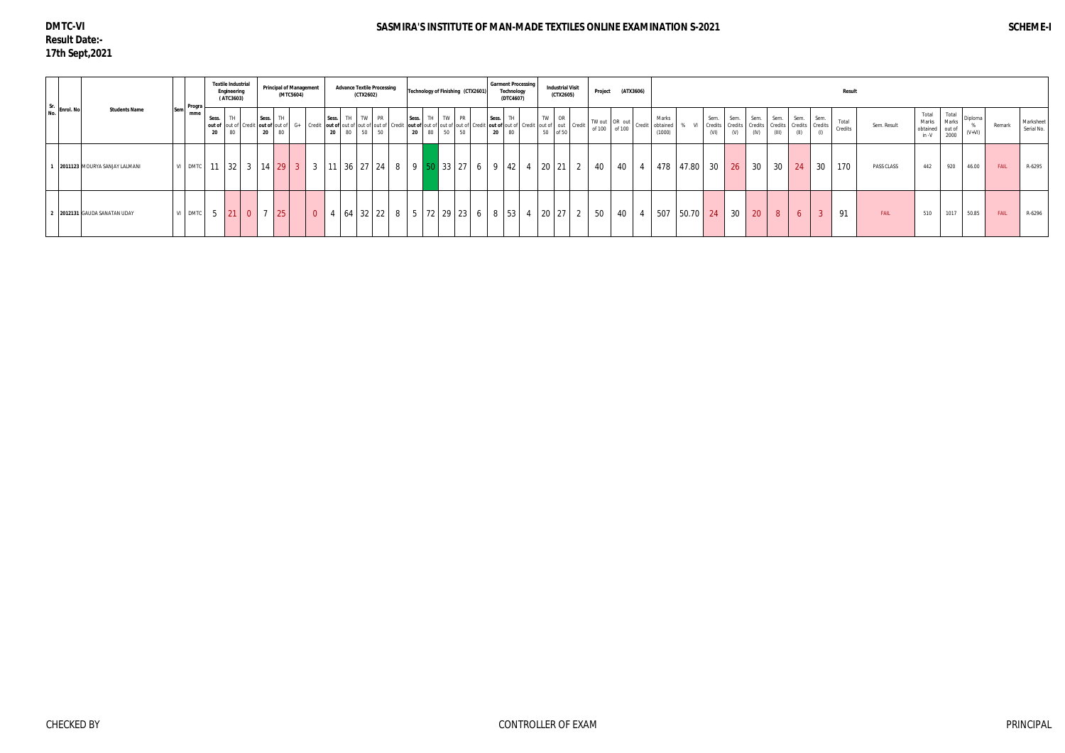**DMTC-VI**
**Result Date:-**
**17th Sept,2021**

# SASMIRA'S INSTITUTE OF MAN-MADE TEXTILES ONLINE EXAMINATION S-2021

**SCHEME-I**

| Sr. No. | Enrol. No | Students Name | Sem | Programme | Textile Industrial Engineering (ATC3603) | | | Principal of Management (MTC5604) | | | | Advance Textile Processing (CTX2602) | | | | | Technology of Finishing (CTX2601) | | | | | Garment Processing Technology (DTC4607) | | | Industrial Visit (CTX2605) | | | Project (ATX3606) | | | Result | | | | | | | | | | | | | | | |
|---|---|---|---|---|---|---|---|---|---|---|---|---|---|---|---|---|---|---|---|---|---|---|---|---|---|---|---|---|---|---|---|---|---|---|---|---|---|---|---|---|---|---|---|---|---|
| | | | | | Sess. out of 20 | TH out of 80 | Credit | Sess. out of 20 | TH out of 80 | G+ | Credit | Sess. out of 20 | TH out of 80 | TW out of 50 | PR out of 50 | Credit | Sess. out of 20 | TH out of 80 | TW out of 50 | PR out of 50 | Credit | Sess. out of 20 | TH out of 80 | Credit | TW out of 50 | OR out of 50 | Credit | TW out of 100 | OR out of 100 | Credit | Marks obtained (1000) | % VI | Sem. Credits (VI) | Sem. Credits (V) | Sem. Credits (IV) | Sem. Credits (III) | Sem. Credits (II) | Sem. Credits (I) | Total Credits | Sem. Result | Total Marks obtained in -V | Total Marks out of 2000 | Diploma % (V+VI) | Remark | Marksheet Serial No. |
| 1 | 2011123 | MOURYA SANJAY LALMANI | VI | DMTC | 11 | 32 | 3 | 14 | 29 | 3 | 3 | 11 | 36 | 27 | 24 | 8 | 9 | 50 | 33 | 27 | 6 | 9 | 42 | 4 | 20 | 21 | 2 | 40 | 40 | 4 | 478 | 47.80 | 30 | 26 | 30 | 30 | 24 | 30 | 170 | PASS CLASS | 442 | 920 | 46.00 | FAIL | R-6295 |
| 2 | 2012131 | GAUDA SANATAN UDAY | VI | DMTC | 5 | 21 | 0 | 7 | 25 | | 0 | 4 | 64 | 32 | 22 | 8 | 5 | 72 | 29 | 23 | 6 | 8 | 53 | 4 | 20 | 27 | 2 | 50 | 40 | 4 | 507 | 50.70 | 24 | 30 | 20 | 8 | 6 | 3 | 91 | FAIL | 510 | 1017 | 50.85 | FAIL | R-6296 |

CHECKED BY | CONTROLLER OF EXAM | PRINCIPAL